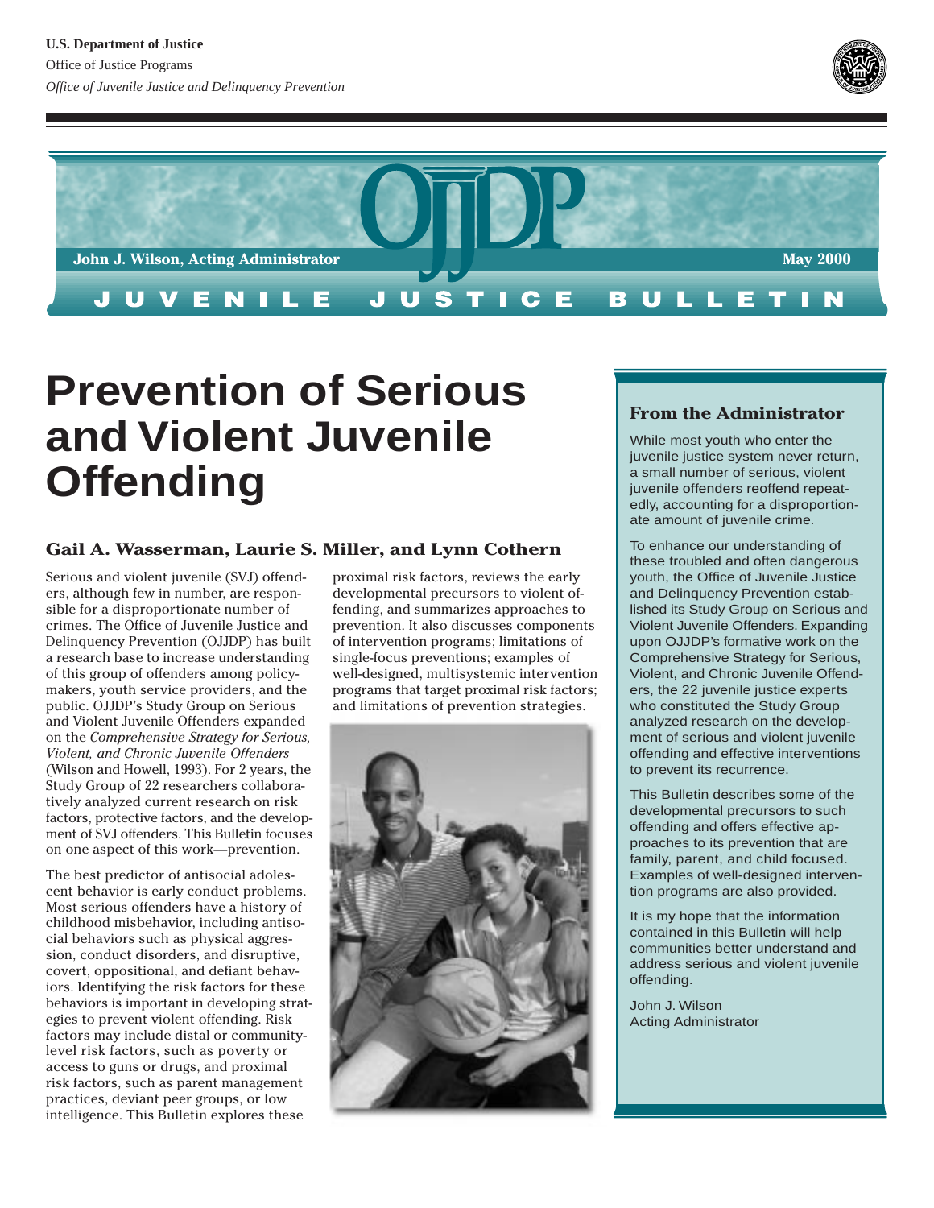U.S. Department of Justice

Office of Justice Programs

*Office of Juvenile Justice and Delinquency Prevention*

OJJDP

John J. Wilson, Acting Administrator

May 2000

JUVENILE JUSTICE BULLETIN

# Prevention of Serious and Violent Juvenile Offending

### Gail A. Wasserman, Laurie S. Miller, and Lynn Cothern

Serious and violent juvenile (SVJ) offenders, although few in number, are responsible for a disproportionate number of crimes. The Office of Juvenile Justice and Delinquency Prevention (OJJDP) has built a research base to increase understanding of this group of offenders among policymakers, youth service providers, and the public. OJJDP's Study Group on Serious and Violent Juvenile Offenders expanded on the *Comprehensive Strategy for Serious, Violent, and Chronic Juvenile Offenders* (Wilson and Howell, 1993). For 2 years, the Study Group of 22 researchers collaboratively analyzed current research on risk factors, protective factors, and the development of SVJ offenders. This Bulletin focuses on one aspect of this work—prevention.

The best predictor of antisocial adolescent behavior is early conduct problems. Most serious offenders have a history of childhood misbehavior, including antisocial behaviors such as physical aggression, conduct disorders, and disruptive, covert, oppositional, and defiant behaviors. Identifying the risk factors for these behaviors is important in developing strategies to prevent violent offending. Risk factors may include distal or community-level risk factors, such as poverty or access to guns or drugs, and proximal risk factors, such as parent management practices, deviant peer groups, or low intelligence. This Bulletin explores these proximal risk factors, reviews the early developmental precursors to violent offending, and summarizes approaches to prevention. It also discusses components of intervention programs; limitations of single-focus preventions; examples of well-designed, multisystemic intervention programs that target proximal risk factors; and limitations of prevention strategies.

### From the Administrator

While most youth who enter the juvenile justice system never return, a small number of serious, violent juvenile offenders reoffend repeatedly, accounting for a disproportionate amount of juvenile crime.

To enhance our understanding of these troubled and often dangerous youth, the Office of Juvenile Justice and Delinquency Prevention established its Study Group on Serious and Violent Juvenile Offenders. Expanding upon OJJDP's formative work on the Comprehensive Strategy for Serious, Violent, and Chronic Juvenile Offenders, the 22 juvenile justice experts who constituted the Study Group analyzed research on the development of serious and violent juvenile offending and effective interventions to prevent its recurrence.

This Bulletin describes some of the developmental precursors to such offending and offers effective approaches to its prevention that are family, parent, and child focused. Examples of well-designed intervention programs are also provided.

It is my hope that the information contained in this Bulletin will help communities better understand and address serious and violent juvenile offending.

John J. Wilson
Acting Administrator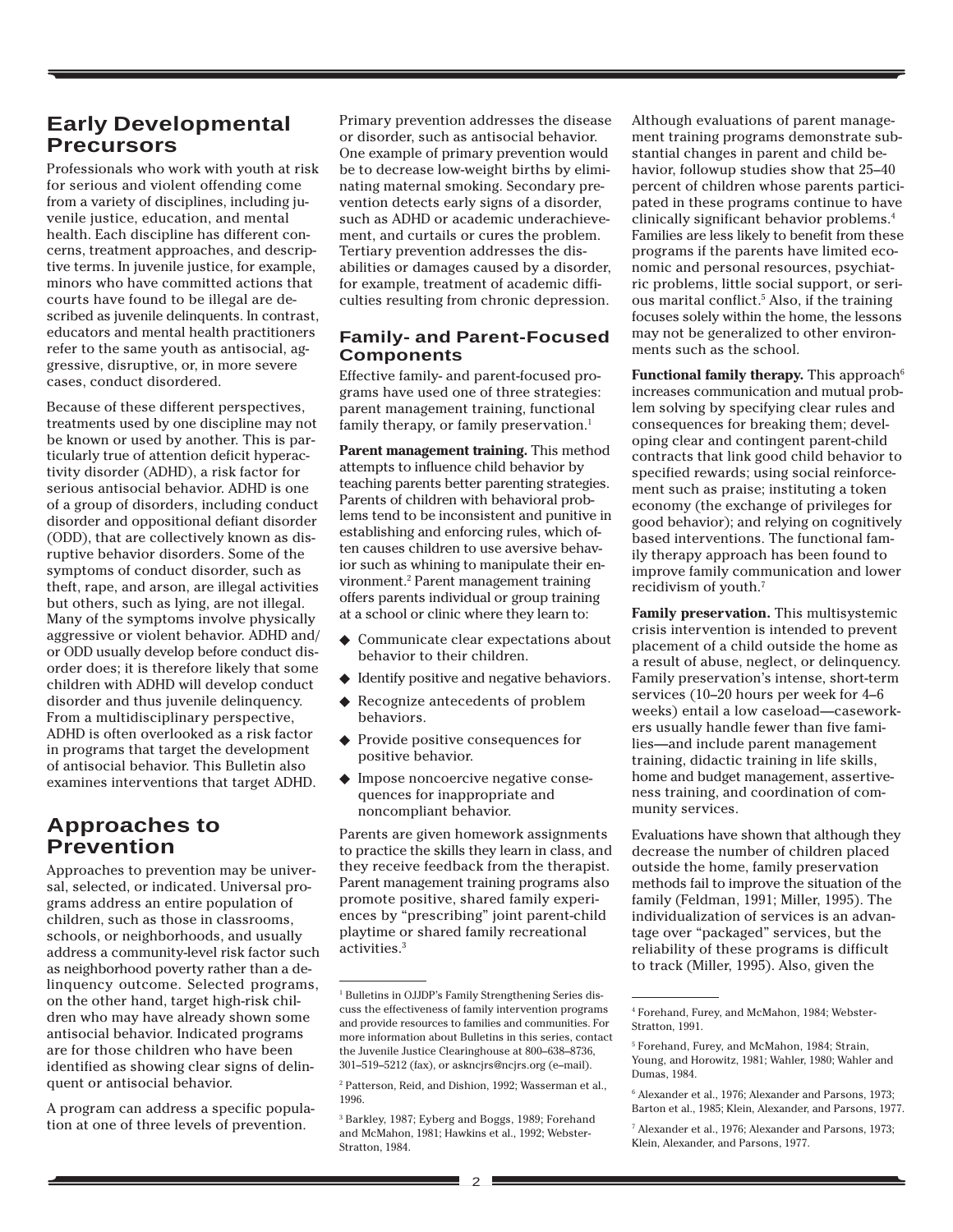## Early Developmental Precursors

Professionals who work with youth at risk for serious and violent offending come from a variety of disciplines, including juvenile justice, education, and mental health. Each discipline has different concerns, treatment approaches, and descriptive terms. In juvenile justice, for example, minors who have committed actions that courts have found to be illegal are described as juvenile delinquents. In contrast, educators and mental health practitioners refer to the same youth as antisocial, aggressive, disruptive, or, in more severe cases, conduct disordered.

Because of these different perspectives, treatments used by one discipline may not be known or used by another. This is particularly true of attention deficit hyperactivity disorder (ADHD), a risk factor for serious antisocial behavior. ADHD is one of a group of disorders, including conduct disorder and oppositional defiant disorder (ODD), that are collectively known as disruptive behavior disorders. Some of the symptoms of conduct disorder, such as theft, rape, and arson, are illegal activities but others, such as lying, are not illegal. Many of the symptoms involve physically aggressive or violent behavior. ADHD and/or ODD usually develop before conduct disorder does; it is therefore likely that some children with ADHD will develop conduct disorder and thus juvenile delinquency. From a multidisciplinary perspective, ADHD is often overlooked as a risk factor in programs that target the development of antisocial behavior. This Bulletin also examines interventions that target ADHD.

## Approaches to Prevention

Approaches to prevention may be universal, selected, or indicated. Universal programs address an entire population of children, such as those in classrooms, schools, or neighborhoods, and usually address a community-level risk factor such as neighborhood poverty rather than a delinquency outcome. Selected programs, on the other hand, target high-risk children who may have already shown some antisocial behavior. Indicated programs are for those children who have been identified as showing clear signs of delinquent or antisocial behavior.

A program can address a specific population at one of three levels of prevention. Primary prevention addresses the disease or disorder, such as antisocial behavior. One example of primary prevention would be to decrease low-weight births by eliminating maternal smoking. Secondary prevention detects early signs of a disorder, such as ADHD or academic underachievement, and curtails or cures the problem. Tertiary prevention addresses the disabilities or damages caused by a disorder, for example, treatment of academic difficulties resulting from chronic depression.

### Family- and Parent-Focused Components

Effective family- and parent-focused programs have used one of three strategies: parent management training, functional family therapy, or family preservation.[1]

**Parent management training.** This method attempts to influence child behavior by teaching parents better parenting strategies. Parents of children with behavioral problems tend to be inconsistent and punitive in establishing and enforcing rules, which often causes children to use aversive behavior such as whining to manipulate their environment.[2] Parent management training offers parents individual or group training at a school or clinic where they learn to:

- Communicate clear expectations about behavior to their children.
- Identify positive and negative behaviors.
- Recognize antecedents of problem behaviors.
- Provide positive consequences for positive behavior.
- Impose noncoercive negative consequences for inappropriate and noncompliant behavior.

Parents are given homework assignments to practice the skills they learn in class, and they receive feedback from the therapist. Parent management training programs also promote positive, shared family experiences by "prescribing" joint parent-child playtime or shared family recreational activities.[3]

Although evaluations of parent management training programs demonstrate substantial changes in parent and child behavior, followup studies show that 25–40 percent of children whose parents participated in these programs continue to have clinically significant behavior problems.[4] Families are less likely to benefit from these programs if the parents have limited economic and personal resources, psychiatric problems, little social support, or serious marital conflict.[5] Also, if the training focuses solely within the home, the lessons may not be generalized to other environments such as the school.

**Functional family therapy.** This approach[6] increases communication and mutual problem solving by specifying clear rules and consequences for breaking them; developing clear and contingent parent-child contracts that link good child behavior to specified rewards; using social reinforcement such as praise; instituting a token economy (the exchange of privileges for good behavior); and relying on cognitively based interventions. The functional family therapy approach has been found to improve family communication and lower recidivism of youth.[7]

**Family preservation.** This multisystemic crisis intervention is intended to prevent placement of a child outside the home as a result of abuse, neglect, or delinquency. Family preservation's intense, short-term services (10–20 hours per week for 4–6 weeks) entail a low caseload—caseworkers usually handle fewer than five families—and include parent management training, didactic training in life skills, home and budget management, assertiveness training, and coordination of community services.

Evaluations have shown that although they decrease the number of children placed outside the home, family preservation methods fail to improve the situation of the family (Feldman, 1991; Miller, 1995). The individualization of services is an advantage over "packaged" services, but the reliability of these programs is difficult to track (Miller, 1995). Also, given the

---

[1] Bulletins in OJJDP's Family Strengthening Series discuss the effectiveness of family intervention programs and provide resources to families and communities. For more information about Bulletins in this series, contact the Juvenile Justice Clearinghouse at 800–638–8736, 301–519–5212 (fax), or askncjrs@ncjrs.org (e–mail).

[2] Patterson, Reid, and Dishion, 1992; Wasserman et al., 1996.

[3] Barkley, 1987; Eyberg and Boggs, 1989; Forehand and McMahon, 1981; Hawkins et al., 1992; Webster-Stratton, 1984.

[4] Forehand, Furey, and McMahon, 1984; Webster-Stratton, 1991.

[5] Forehand, Furey, and McMahon, 1984; Strain, Young, and Horowitz, 1981; Wahler, 1980; Wahler and Dumas, 1984.

[6] Alexander et al., 1976; Alexander and Parsons, 1973; Barton et al., 1985; Klein, Alexander, and Parsons, 1977.

[7] Alexander et al., 1976; Alexander and Parsons, 1973; Klein, Alexander, and Parsons, 1977.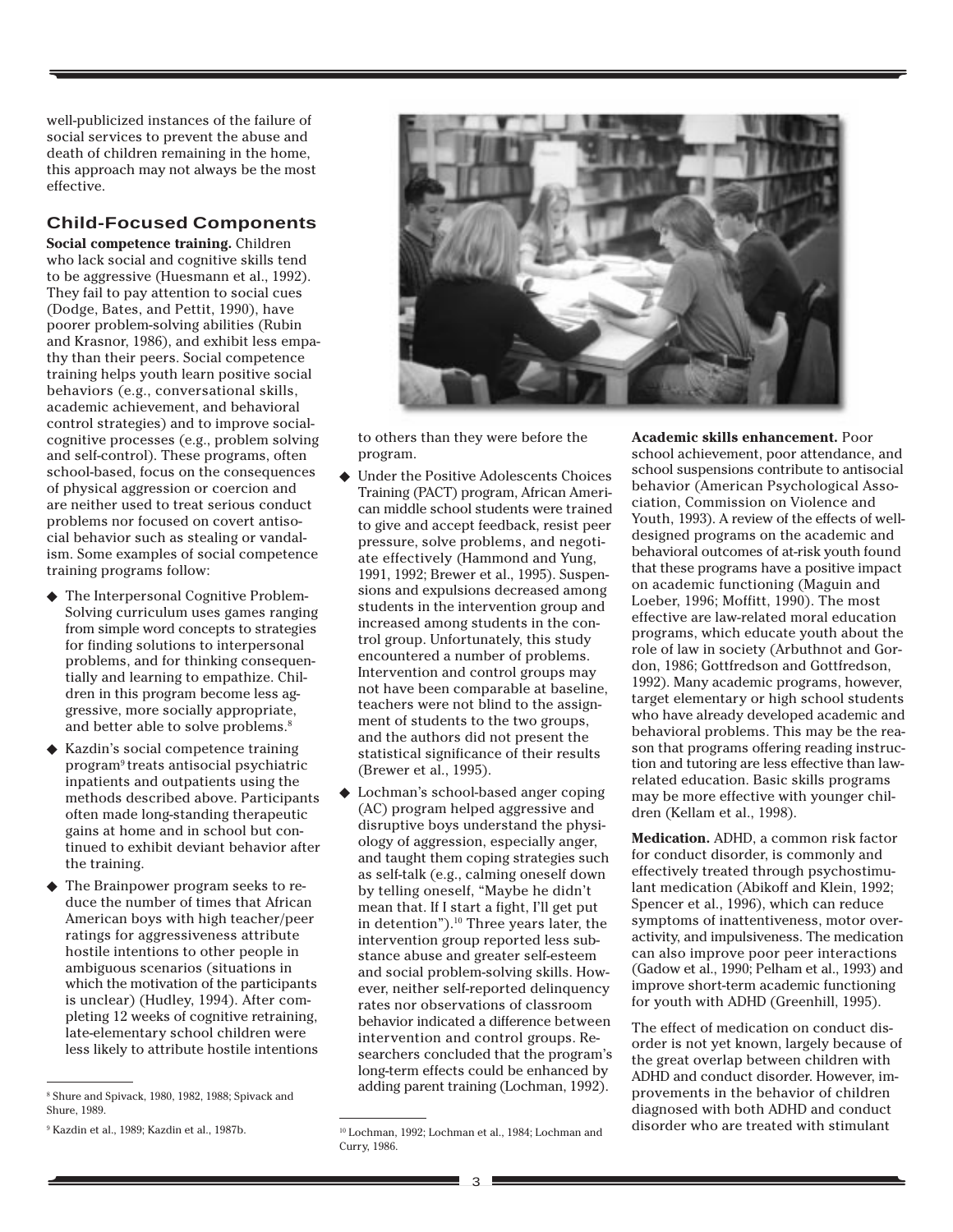well-publicized instances of the failure of social services to prevent the abuse and death of children remaining in the home, this approach may not always be the most effective.

## Child-Focused Components

**Social competence training.** Children who lack social and cognitive skills tend to be aggressive (Huesmann et al., 1992). They fail to pay attention to social cues (Dodge, Bates, and Pettit, 1990), have poorer problem-solving abilities (Rubin and Krasnor, 1986), and exhibit less empathy than their peers. Social competence training helps youth learn positive social behaviors (e.g., conversational skills, academic achievement, and behavioral control strategies) and to improve social-cognitive processes (e.g., problem solving and self-control). These programs, often school-based, focus on the consequences of physical aggression or coercion and are neither used to treat serious conduct problems nor focused on covert antisocial behavior such as stealing or vandalism. Some examples of social competence training programs follow:

- The Interpersonal Cognitive Problem-Solving curriculum uses games ranging from simple word concepts to strategies for finding solutions to interpersonal problems, and for thinking consequentially and learning to empathize. Children in this program become less aggressive, more socially appropriate, and better able to solve problems.[8]
- Kazdin's social competence training program[9] treats antisocial psychiatric inpatients and outpatients using the methods described above. Participants often made long-standing therapeutic gains at home and in school but continued to exhibit deviant behavior after the training.
- The Brainpower program seeks to reduce the number of times that African American boys with high teacher/peer ratings for aggressiveness attribute hostile intentions to other people in ambiguous scenarios (situations in which the motivation of the participants is unclear) (Hudley, 1994). After completing 12 weeks of cognitive retraining, late-elementary school children were less likely to attribute hostile intentions to others than they were before the program.
- Under the Positive Adolescents Choices Training (PACT) program, African American middle school students were trained to give and accept feedback, resist peer pressure, solve problems, and negotiate effectively (Hammond and Yung, 1991, 1992; Brewer et al., 1995). Suspensions and expulsions decreased among students in the intervention group and increased among students in the control group. Unfortunately, this study encountered a number of problems. Intervention and control groups may not have been comparable at baseline, teachers were not blind to the assignment of students to the two groups, and the authors did not present the statistical significance of their results (Brewer et al., 1995).
- Lochman's school-based anger coping (AC) program helped aggressive and disruptive boys understand the physiology of aggression, especially anger, and taught them coping strategies such as self-talk (e.g., calming oneself down by telling oneself, "Maybe he didn't mean that. If I start a fight, I'll get put in detention").[10] Three years later, the intervention group reported less substance abuse and greater self-esteem and social problem-solving skills. However, neither self-reported delinquency rates nor observations of classroom behavior indicated a difference between intervention and control groups. Researchers concluded that the program's long-term effects could be enhanced by adding parent training (Lochman, 1992).

**Academic skills enhancement.** Poor school achievement, poor attendance, and school suspensions contribute to antisocial behavior (American Psychological Association, Commission on Violence and Youth, 1993). A review of the effects of well-designed programs on the academic and behavioral outcomes of at-risk youth found that these programs have a positive impact on academic functioning (Maguin and Loeber, 1996; Moffitt, 1990). The most effective are law-related moral education programs, which educate youth about the role of law in society (Arbuthnot and Gordon, 1986; Gottfredson and Gottfredson, 1992). Many academic programs, however, target elementary or high school students who have already developed academic and behavioral problems. This may be the reason that programs offering reading instruction and tutoring are less effective than law-related education. Basic skills programs may be more effective with younger children (Kellam et al., 1998).

**Medication.** ADHD, a common risk factor for conduct disorder, is commonly and effectively treated through psychostimulant medication (Abikoff and Klein, 1992; Spencer et al., 1996), which can reduce symptoms of inattentiveness, motor overactivity, and impulsiveness. The medication can also improve poor peer interactions (Gadow et al., 1990; Pelham et al., 1993) and improve short-term academic functioning for youth with ADHD (Greenhill, 1995).

The effect of medication on conduct disorder is not yet known, largely because of the great overlap between children with ADHD and conduct disorder. However, improvements in the behavior of children diagnosed with both ADHD and conduct disorder who are treated with stimulant

---

[8] Shure and Spivack, 1980, 1982, 1988; Spivack and Shure, 1989.

[9] Kazdin et al., 1989; Kazdin et al., 1987b.

[10] Lochman, 1992; Lochman et al., 1984; Lochman and Curry, 1986.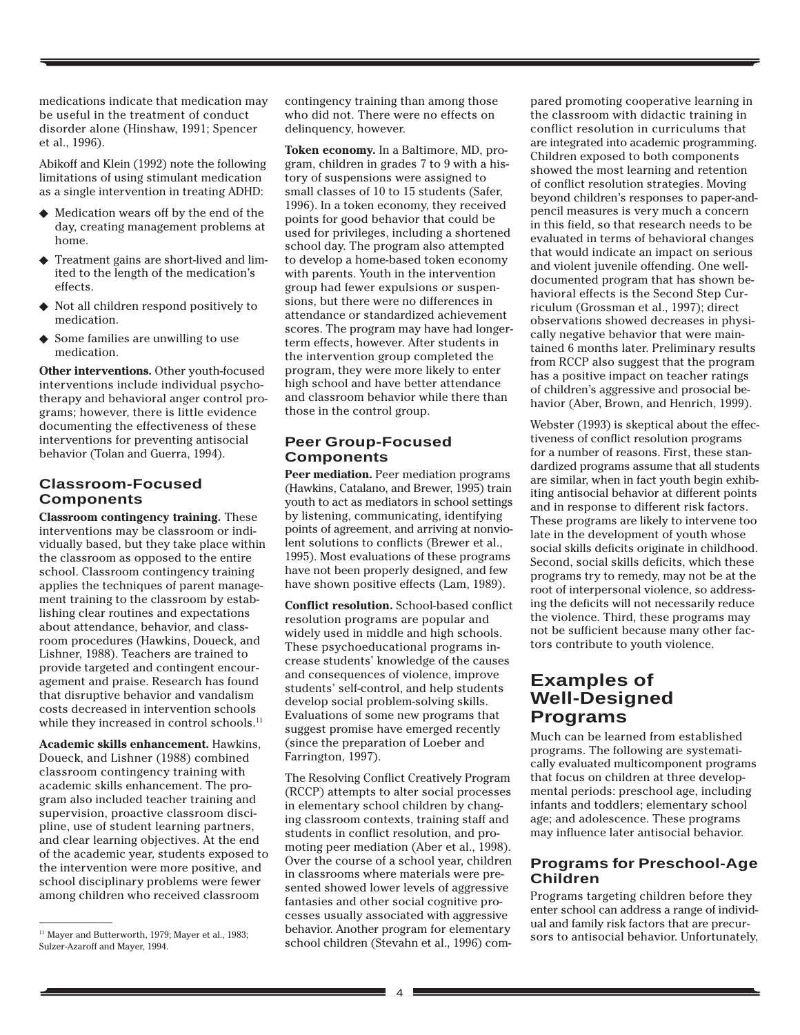medications indicate that medication may be useful in the treatment of conduct disorder alone (Hinshaw, 1991; Spencer et al., 1996).

Abikoff and Klein (1992) note the following limitations of using stimulant medication as a single intervention in treating ADHD:

- Medication wears off by the end of the day, creating management problems at home.
- Treatment gains are short-lived and limited to the length of the medication's effects.
- Not all children respond positively to medication.
- Some families are unwilling to use medication.

**Other interventions.** Other youth-focused interventions include individual psychotherapy and behavioral anger control programs; however, there is little evidence documenting the effectiveness of these interventions for preventing antisocial behavior (Tolan and Guerra, 1994).

### Classroom-Focused Components

**Classroom contingency training.** These interventions may be classroom or individually based, but they take place within the classroom as opposed to the entire school. Classroom contingency training applies the techniques of parent management training to the classroom by establishing clear routines and expectations about attendance, behavior, and classroom procedures (Hawkins, Doueck, and Lishner, 1988). Teachers are trained to provide targeted and contingent encouragement and praise. Research has found that disruptive behavior and vandalism costs decreased in intervention schools while they increased in control schools.[11]

**Academic skills enhancement.** Hawkins, Doueck, and Lishner (1988) combined classroom contingency training with academic skills enhancement. The program also included teacher training and supervision, proactive classroom discipline, use of student learning partners, and clear learning objectives. At the end of the academic year, students exposed to the intervention were more positive, and school disciplinary problems were fewer among children who received classroom contingency training than among those who did not. There were no effects on delinquency, however.

**Token economy.** In a Baltimore, MD, program, children in grades 7 to 9 with a history of suspensions were assigned to small classes of 10 to 15 students (Safer, 1996). In a token economy, they received points for good behavior that could be used for privileges, including a shortened school day. The program also attempted to develop a home-based token economy with parents. Youth in the intervention group had fewer expulsions or suspensions, but there were no differences in attendance or standardized achievement scores. The program may have had longer-term effects, however. After students in the intervention group completed the program, they were more likely to enter high school and have better attendance and classroom behavior while there than those in the control group.

### Peer Group-Focused Components

**Peer mediation.** Peer mediation programs (Hawkins, Catalano, and Brewer, 1995) train youth to act as mediators in school settings by listening, communicating, identifying points of agreement, and arriving at nonviolent solutions to conflicts (Brewer et al., 1995). Most evaluations of these programs have not been properly designed, and few have shown positive effects (Lam, 1989).

**Conflict resolution.** School-based conflict resolution programs are popular and widely used in middle and high schools. These psychoeducational programs increase students' knowledge of the causes and consequences of violence, improve students' self-control, and help students develop social problem-solving skills. Evaluations of some new programs that suggest promise have emerged recently (since the preparation of Loeber and Farrington, 1997).

The Resolving Conflict Creatively Program (RCCP) attempts to alter social processes in elementary school children by changing classroom contexts, training staff and students in conflict resolution, and promoting peer mediation (Aber et al., 1998). Over the course of a school year, children in classrooms where materials were presented showed lower levels of aggressive fantasies and other social cognitive processes usually associated with aggressive behavior. Another program for elementary school children (Stevahn et al., 1996) compared promoting cooperative learning in the classroom with didactic training in conflict resolution in curriculums that are integrated into academic programming. Children exposed to both components showed the most learning and retention of conflict resolution strategies. Moving beyond children's responses to paper-and-pencil measures is very much a concern in this field, so that research needs to be evaluated in terms of behavioral changes that would indicate an impact on serious and violent juvenile offending. One well-documented program that has shown behavioral effects is the Second Step Curriculum (Grossman et al., 1997); direct observations showed decreases in physically negative behavior that were maintained 6 months later. Preliminary results from RCCP also suggest that the program has a positive impact on teacher ratings of children's aggressive and prosocial behavior (Aber, Brown, and Henrich, 1999).

Webster (1993) is skeptical about the effectiveness of conflict resolution programs for a number of reasons. First, these standardized programs assume that all students are similar, when in fact youth begin exhibiting antisocial behavior at different points and in response to different risk factors. These programs are likely to intervene too late in the development of youth whose social skills deficits originate in childhood. Second, social skills deficits, which these programs try to remedy, may not be at the root of interpersonal violence, so addressing the deficits will not necessarily reduce the violence. Third, these programs may not be sufficient because many other factors contribute to youth violence.

## Examples of Well-Designed Programs

Much can be learned from established programs. The following are systematically evaluated multicomponent programs that focus on children at three developmental periods: preschool age, including infants and toddlers; elementary school age; and adolescence. These programs may influence later antisocial behavior.

### Programs for Preschool-Age Children

Programs targeting children before they enter school can address a range of individual and family risk factors that are precursors to antisocial behavior. Unfortunately,

[11] Mayer and Butterworth, 1979; Mayer et al., 1983; Sulzer-Azaroff and Mayer, 1994.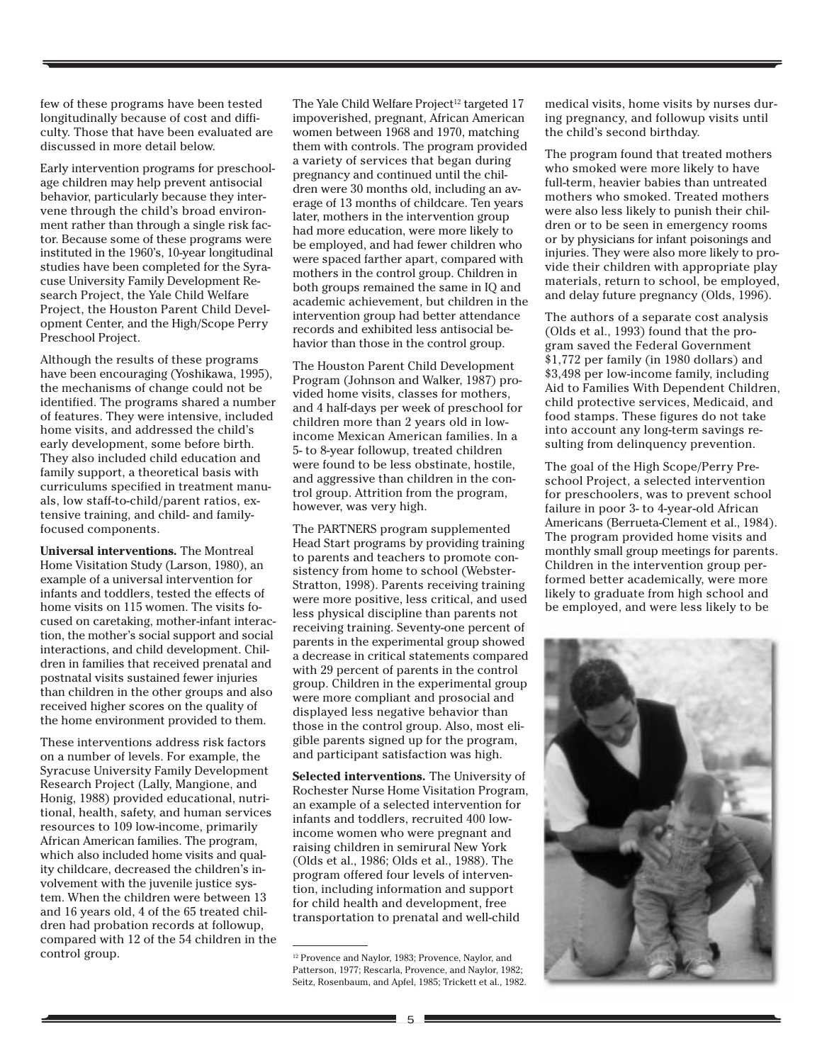few of these programs have been tested longitudinally because of cost and difficulty. Those that have been evaluated are discussed in more detail below.

Early intervention programs for preschool-age children may help prevent antisocial behavior, particularly because they intervene through the child's broad environment rather than through a single risk factor. Because some of these programs were instituted in the 1960's, 10-year longitudinal studies have been completed for the Syracuse University Family Development Research Project, the Yale Child Welfare Project, the Houston Parent Child Development Center, and the High/Scope Perry Preschool Project.

Although the results of these programs have been encouraging (Yoshikawa, 1995), the mechanisms of change could not be identified. The programs shared a number of features. They were intensive, included home visits, and addressed the child's early development, some before birth. They also included child education and family support, a theoretical basis with curriculums specified in treatment manuals, low staff-to-child/parent ratios, extensive training, and child- and family-focused components.

**Universal interventions.** The Montreal Home Visitation Study (Larson, 1980), an example of a universal intervention for infants and toddlers, tested the effects of home visits on 115 women. The visits focused on caretaking, mother-infant interaction, the mother's social support and social interactions, and child development. Children in families that received prenatal and postnatal visits sustained fewer injuries than children in the other groups and also received higher scores on the quality of the home environment provided to them.

These interventions address risk factors on a number of levels. For example, the Syracuse University Family Development Research Project (Lally, Mangione, and Honig, 1988) provided educational, nutritional, health, safety, and human services resources to 109 low-income, primarily African American families. The program, which also included home visits and quality childcare, decreased the children's involvement with the juvenile justice system. When the children were between 13 and 16 years old, 4 of the 65 treated children had probation records at followup, compared with 12 of the 54 children in the control group.

The Yale Child Welfare Project[12] targeted 17 impoverished, pregnant, African American women between 1968 and 1970, matching them with controls. The program provided a variety of services that began during pregnancy and continued until the children were 30 months old, including an average of 13 months of childcare. Ten years later, mothers in the intervention group had more education, were more likely to be employed, and had fewer children who were spaced farther apart, compared with mothers in the control group. Children in both groups remained the same in IQ and academic achievement, but children in the intervention group had better attendance records and exhibited less antisocial behavior than those in the control group.

The Houston Parent Child Development Program (Johnson and Walker, 1987) provided home visits, classes for mothers, and 4 half-days per week of preschool for children more than 2 years old in low-income Mexican American families. In a 5- to 8-year followup, treated children were found to be less obstinate, hostile, and aggressive than children in the control group. Attrition from the program, however, was very high.

The PARTNERS program supplemented Head Start programs by providing training to parents and teachers to promote consistency from home to school (Webster-Stratton, 1998). Parents receiving training were more positive, less critical, and used less physical discipline than parents not receiving training. Seventy-one percent of parents in the experimental group showed a decrease in critical statements compared with 29 percent of parents in the control group. Children in the experimental group were more compliant and prosocial and displayed less negative behavior than those in the control group. Also, most eligible parents signed up for the program, and participant satisfaction was high.

**Selected interventions.** The University of Rochester Nurse Home Visitation Program, an example of a selected intervention for infants and toddlers, recruited 400 low-income women who were pregnant and raising children in semirural New York (Olds et al., 1986; Olds et al., 1988). The program offered four levels of intervention, including information and support for child health and development, free transportation to prenatal and well-child medical visits, home visits by nurses during pregnancy, and followup visits until the child's second birthday.

The program found that treated mothers who smoked were more likely to have full-term, heavier babies than untreated mothers who smoked. Treated mothers were also less likely to punish their children or to be seen in emergency rooms or by physicians for infant poisonings and injuries. They were also more likely to provide their children with appropriate play materials, return to school, be employed, and delay future pregnancy (Olds, 1996).

The authors of a separate cost analysis (Olds et al., 1993) found that the program saved the Federal Government \$1,772 per family (in 1980 dollars) and \$3,498 per low-income family, including Aid to Families With Dependent Children, child protective services, Medicaid, and food stamps. These figures do not take into account any long-term savings resulting from delinquency prevention.

The goal of the High Scope/Perry Preschool Project, a selected intervention for preschoolers, was to prevent school failure in poor 3- to 4-year-old African Americans (Berrueta-Clement et al., 1984). The program provided home visits and monthly small group meetings for parents. Children in the intervention group performed better academically, were more likely to graduate from high school and be employed, and were less likely to be

---

[12] Provence and Naylor, 1983; Provence, Naylor, and Patterson, 1977; Rescarla, Provence, and Naylor, 1982; Seitz, Rosenbaum, and Apfel, 1985; Trickett et al., 1982.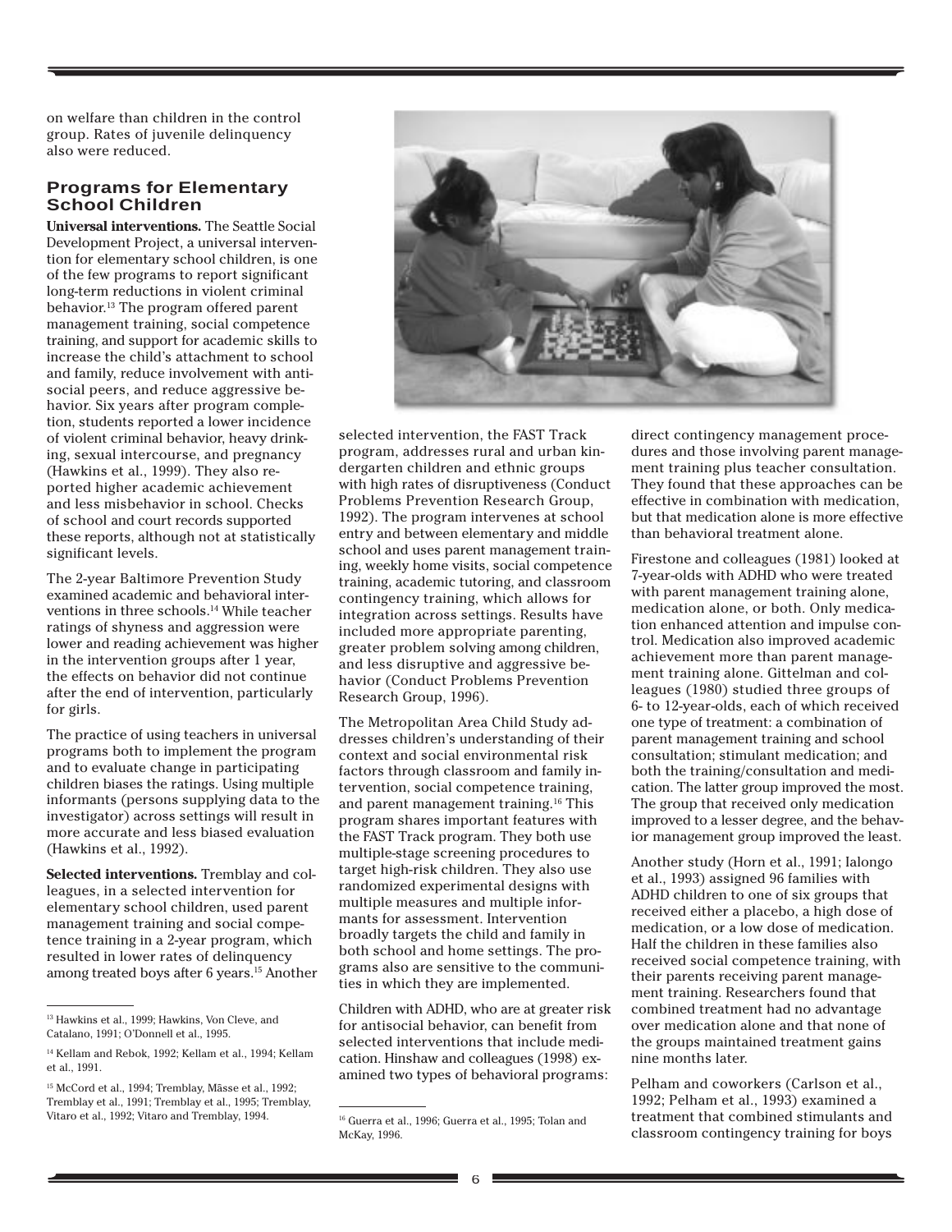on welfare than children in the control group. Rates of juvenile delinquency also were reduced.

## Programs for Elementary School Children

**Universal interventions.** The Seattle Social Development Project, a universal intervention for elementary school children, is one of the few programs to report significant long-term reductions in violent criminal behavior.[13] The program offered parent management training, social competence training, and support for academic skills to increase the child's attachment to school and family, reduce involvement with antisocial peers, and reduce aggressive behavior. Six years after program completion, students reported a lower incidence of violent criminal behavior, heavy drinking, sexual intercourse, and pregnancy (Hawkins et al., 1999). They also reported higher academic achievement and less misbehavior in school. Checks of school and court records supported these reports, although not at statistically significant levels.

The 2-year Baltimore Prevention Study examined academic and behavioral interventions in three schools.[14] While teacher ratings of shyness and aggression were lower and reading achievement was higher in the intervention groups after 1 year, the effects on behavior did not continue after the end of intervention, particularly for girls.

The practice of using teachers in universal programs both to implement the program and to evaluate change in participating children biases the ratings. Using multiple informants (persons supplying data to the investigator) across settings will result in more accurate and less biased evaluation (Hawkins et al., 1992).

**Selected interventions.** Tremblay and colleagues, in a selected intervention for elementary school children, used parent management training and social competence training in a 2-year program, which resulted in lower rates of delinquency among treated boys after 6 years.[15] Another selected intervention, the FAST Track program, addresses rural and urban kindergarten children and ethnic groups with high rates of disruptiveness (Conduct Problems Prevention Research Group, 1992). The program intervenes at school entry and between elementary and middle school and uses parent management training, weekly home visits, social competence training, academic tutoring, and classroom contingency training, which allows for integration across settings. Results have included more appropriate parenting, greater problem solving among children, and less disruptive and aggressive behavior (Conduct Problems Prevention Research Group, 1996).

The Metropolitan Area Child Study addresses children's understanding of their context and social environmental risk factors through classroom and family intervention, social competence training, and parent management training.[16] This program shares important features with the FAST Track program. They both use multiple-stage screening procedures to target high-risk children. They also use randomized experimental designs with multiple measures and multiple informants for assessment. Intervention broadly targets the child and family in both school and home settings. The programs also are sensitive to the communities in which they are implemented.

Children with ADHD, who are at greater risk for antisocial behavior, can benefit from selected interventions that include medication. Hinshaw and colleagues (1998) examined two types of behavioral programs: direct contingency management procedures and those involving parent management training plus teacher consultation. They found that these approaches can be effective in combination with medication, but that medication alone is more effective than behavioral treatment alone.

Firestone and colleagues (1981) looked at 7-year-olds with ADHD who were treated with parent management training alone, medication alone, or both. Only medication enhanced attention and impulse control. Medication also improved academic achievement more than parent management training alone. Gittelman and colleagues (1980) studied three groups of 6- to 12-year-olds, each of which received one type of treatment: a combination of parent management training and school consultation; stimulant medication; and both the training/consultation and medication. The latter group improved the most. The group that received only medication improved to a lesser degree, and the behavior management group improved the least.

Another study (Horn et al., 1991; Ialongo et al., 1993) assigned 96 families with ADHD children to one of six groups that received either a placebo, a high dose of medication, or a low dose of medication. Half the children in these families also received social competence training, with their parents receiving parent management training. Researchers found that combined treatment had no advantage over medication alone and that none of the groups maintained treatment gains nine months later.

Pelham and coworkers (Carlson et al., 1992; Pelham et al., 1993) examined a treatment that combined stimulants and classroom contingency training for boys

---

[13] Hawkins et al., 1999; Hawkins, Von Cleve, and Catalano, 1991; O'Donnell et al., 1995.

[14] Kellam and Rebok, 1992; Kellam et al., 1994; Kellam et al., 1991.

[15] McCord et al., 1994; Tremblay, Mâsse et al., 1992; Tremblay et al., 1991; Tremblay et al., 1995; Tremblay, Vitaro et al., 1992; Vitaro and Tremblay, 1994.

[16] Guerra et al., 1996; Guerra et al., 1995; Tolan and McKay, 1996.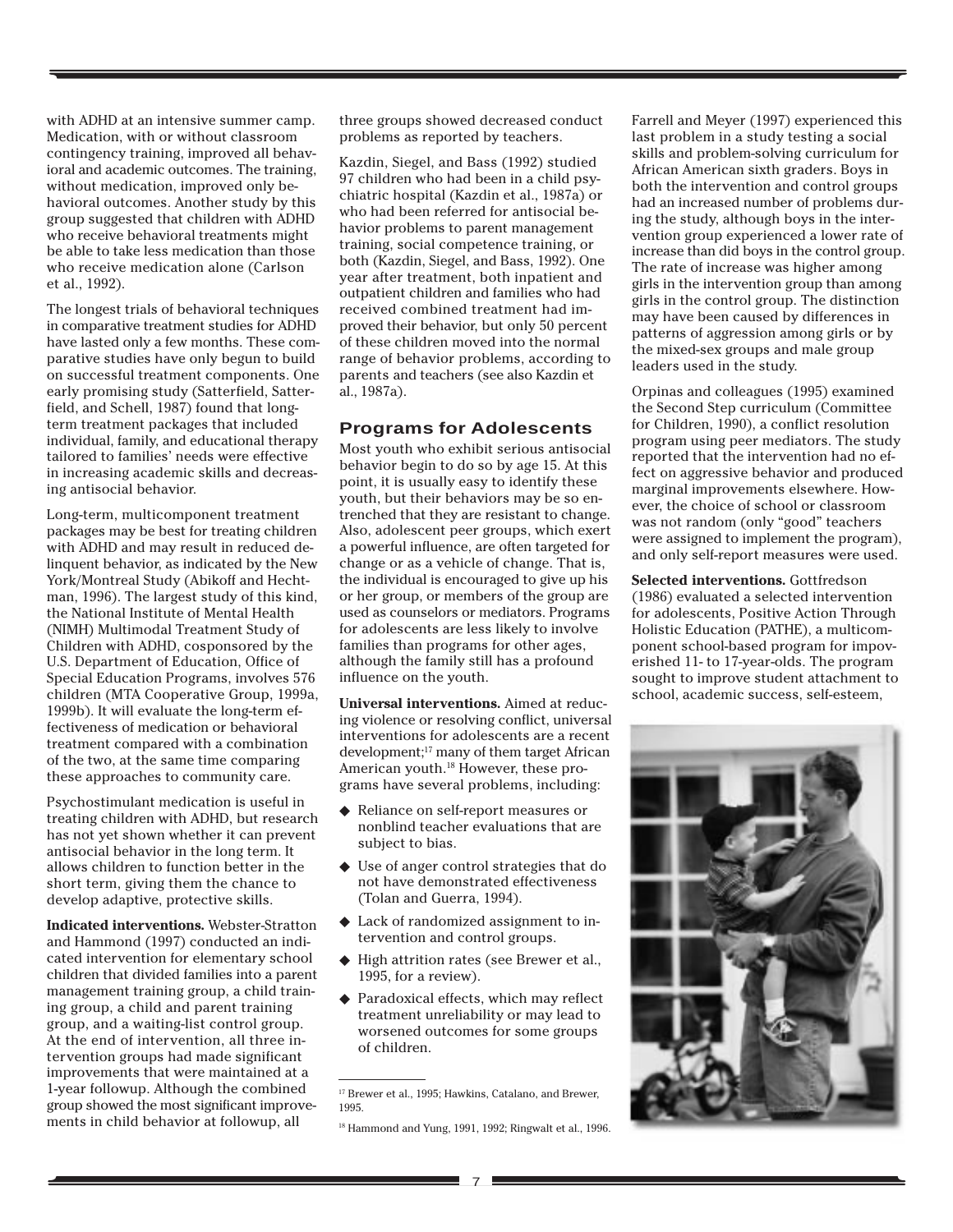with ADHD at an intensive summer camp. Medication, with or without classroom contingency training, improved all behavioral and academic outcomes. The training, without medication, improved only behavioral outcomes. Another study by this group suggested that children with ADHD who receive behavioral treatments might be able to take less medication than those who receive medication alone (Carlson et al., 1992).

The longest trials of behavioral techniques in comparative treatment studies for ADHD have lasted only a few months. These comparative studies have only begun to build on successful treatment components. One early promising study (Satterfield, Satterfield, and Schell, 1987) found that long-term treatment packages that included individual, family, and educational therapy tailored to families' needs were effective in increasing academic skills and decreasing antisocial behavior.

Long-term, multicomponent treatment packages may be best for treating children with ADHD and may result in reduced delinquent behavior, as indicated by the New York/Montreal Study (Abikoff and Hechtman, 1996). The largest study of this kind, the National Institute of Mental Health (NIMH) Multimodal Treatment Study of Children with ADHD, cosponsored by the U.S. Department of Education, Office of Special Education Programs, involves 576 children (MTA Cooperative Group, 1999a, 1999b). It will evaluate the long-term effectiveness of medication or behavioral treatment compared with a combination of the two, at the same time comparing these approaches to community care.

Psychostimulant medication is useful in treating children with ADHD, but research has not yet shown whether it can prevent antisocial behavior in the long term. It allows children to function better in the short term, giving them the chance to develop adaptive, protective skills.

**Indicated interventions.** Webster-Stratton and Hammond (1997) conducted an indicated intervention for elementary school children that divided families into a parent management training group, a child training group, a child and parent training group, and a waiting-list control group. At the end of intervention, all three intervention groups had made significant improvements that were maintained at a 1-year followup. Although the combined group showed the most significant improvements in child behavior at followup, all three groups showed decreased conduct problems as reported by teachers.

Kazdin, Siegel, and Bass (1992) studied 97 children who had been in a child psychiatric hospital (Kazdin et al., 1987a) or who had been referred for antisocial behavior problems to parent management training, social competence training, or both (Kazdin, Siegel, and Bass, 1992). One year after treatment, both inpatient and outpatient children and families who had received combined treatment had improved their behavior, but only 50 percent of these children moved into the normal range of behavior problems, according to parents and teachers (see also Kazdin et al., 1987a).

## Programs for Adolescents

Most youth who exhibit serious antisocial behavior begin to do so by age 15. At this point, it is usually easy to identify these youth, but their behaviors may be so entrenched that they are resistant to change. Also, adolescent peer groups, which exert a powerful influence, are often targeted for change or as a vehicle of change. That is, the individual is encouraged to give up his or her group, or members of the group are used as counselors or mediators. Programs for adolescents are less likely to involve families than programs for other ages, although the family still has a profound influence on the youth.

**Universal interventions.** Aimed at reducing violence or resolving conflict, universal interventions for adolescents are a recent development;[17] many of them target African American youth.[18] However, these programs have several problems, including:

- Reliance on self-report measures or nonblind teacher evaluations that are subject to bias.
- Use of anger control strategies that do not have demonstrated effectiveness (Tolan and Guerra, 1994).
- Lack of randomized assignment to intervention and control groups.
- High attrition rates (see Brewer et al., 1995, for a review).
- Paradoxical effects, which may reflect treatment unreliability or may lead to worsened outcomes for some groups of children.

Farrell and Meyer (1997) experienced this last problem in a study testing a social skills and problem-solving curriculum for African American sixth graders. Boys in both the intervention and control groups had an increased number of problems during the study, although boys in the intervention group experienced a lower rate of increase than did boys in the control group. The rate of increase was higher among girls in the intervention group than among girls in the control group. The distinction may have been caused by differences in patterns of aggression among girls or by the mixed-sex groups and male group leaders used in the study.

Orpinas and colleagues (1995) examined the Second Step curriculum (Committee for Children, 1990), a conflict resolution program using peer mediators. The study reported that the intervention had no effect on aggressive behavior and produced marginal improvements elsewhere. However, the choice of school or classroom was not random (only "good" teachers were assigned to implement the program), and only self-report measures were used.

**Selected interventions.** Gottfredson (1986) evaluated a selected intervention for adolescents, Positive Action Through Holistic Education (PATHE), a multicomponent school-based program for impoverished 11- to 17-year-olds. The program sought to improve student attachment to school, academic success, self-esteem,

[17] Brewer et al., 1995; Hawkins, Catalano, and Brewer, 1995.

[18] Hammond and Yung, 1991, 1992; Ringwalt et al., 1996.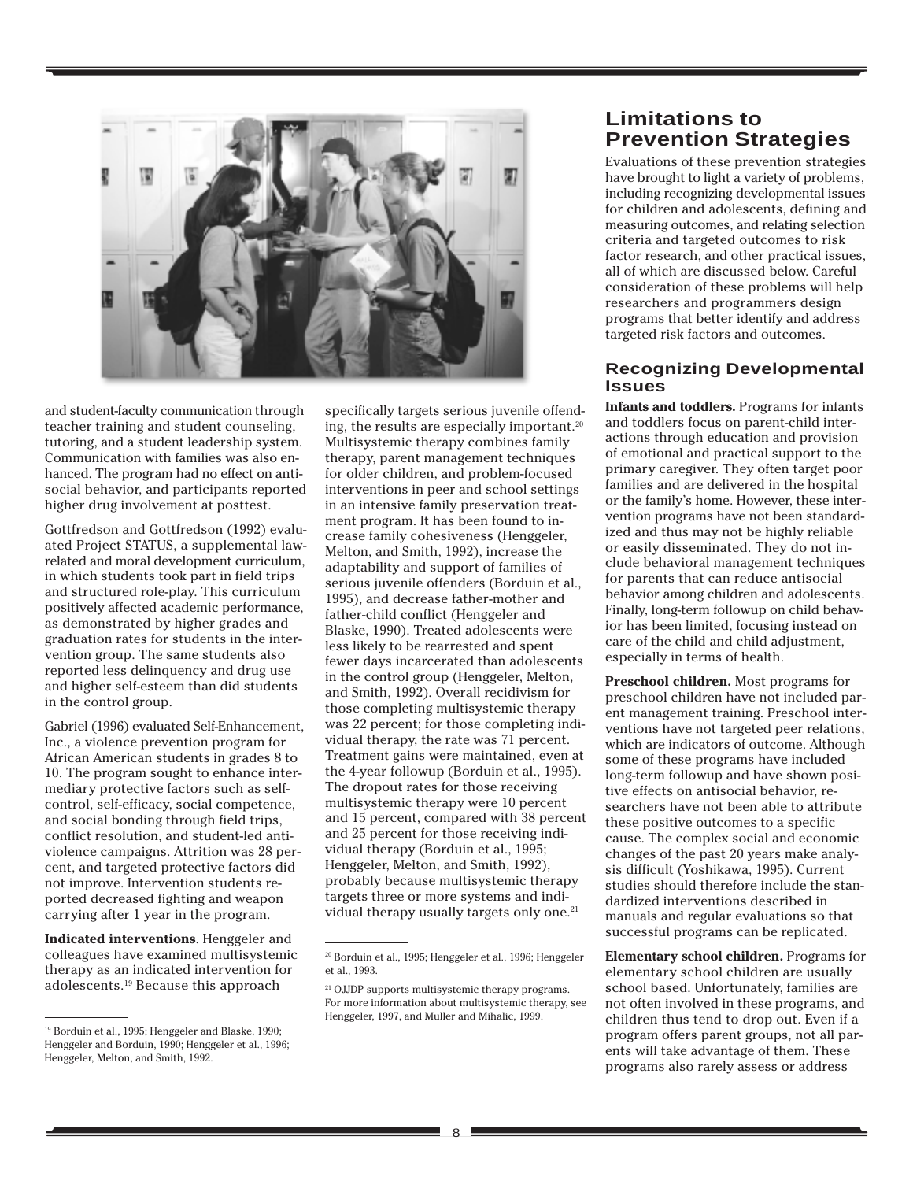and student-faculty communication through teacher training and student counseling, tutoring, and a student leadership system. Communication with families was also enhanced. The program had no effect on antisocial behavior, and participants reported higher drug involvement at posttest.

Gottfredson and Gottfredson (1992) evaluated Project STATUS, a supplemental law-related and moral development curriculum, in which students took part in field trips and structured role-play. This curriculum positively affected academic performance, as demonstrated by higher grades and graduation rates for students in the intervention group. The same students also reported less delinquency and drug use and higher self-esteem than did students in the control group.

Gabriel (1996) evaluated Self-Enhancement, Inc., a violence prevention program for African American students in grades 8 to 10. The program sought to enhance intermediary protective factors such as self-control, self-efficacy, social competence, and social bonding through field trips, conflict resolution, and student-led antiviolence campaigns. Attrition was 28 percent, and targeted protective factors did not improve. Intervention students reported decreased fighting and weapon carrying after 1 year in the program.

**Indicated interventions**. Henggeler and colleagues have examined multisystemic therapy as an indicated intervention for adolescents.[19] Because this approach specifically targets serious juvenile offending, the results are especially important.[20] Multisystemic therapy combines family therapy, parent management techniques for older children, and problem-focused interventions in peer and school settings in an intensive family preservation treatment program. It has been found to increase family cohesiveness (Henggeler, Melton, and Smith, 1992), increase the adaptability and support of families of serious juvenile offenders (Borduin et al., 1995), and decrease father-mother and father-child conflict (Henggeler and Blaske, 1990). Treated adolescents were less likely to be rearrested and spent fewer days incarcerated than adolescents in the control group (Henggeler, Melton, and Smith, 1992). Overall recidivism for those completing multisystemic therapy was 22 percent; for those completing individual therapy, the rate was 71 percent. Treatment gains were maintained, even at the 4-year followup (Borduin et al., 1995). The dropout rates for those receiving multisystemic therapy were 10 percent and 15 percent, compared with 38 percent and 25 percent for those receiving individual therapy (Borduin et al., 1995; Henggeler, Melton, and Smith, 1992), probably because multisystemic therapy targets three or more systems and individual therapy usually targets only one.[21]

[19] Borduin et al., 1995; Henggeler and Blaske, 1990; Henggeler and Borduin, 1990; Henggeler et al., 1996; Henggeler, Melton, and Smith, 1992.

[20] Borduin et al., 1995; Henggeler et al., 1996; Henggeler et al., 1993.

[21] OJJDP supports multisystemic therapy programs. For more information about multisystemic therapy, see Henggeler, 1997, and Muller and Mihalic, 1999.

## Limitations to Prevention Strategies

Evaluations of these prevention strategies have brought to light a variety of problems, including recognizing developmental issues for children and adolescents, defining and measuring outcomes, and relating selection criteria and targeted outcomes to risk factor research, and other practical issues, all of which are discussed below. Careful consideration of these problems will help researchers and programmers design programs that better identify and address targeted risk factors and outcomes.

### Recognizing Developmental Issues

**Infants and toddlers.** Programs for infants and toddlers focus on parent-child interactions through education and provision of emotional and practical support to the primary caregiver. They often target poor families and are delivered in the hospital or the family's home. However, these intervention programs have not been standardized and thus may not be highly reliable or easily disseminated. They do not include behavioral management techniques for parents that can reduce antisocial behavior among children and adolescents. Finally, long-term followup on child behavior has been limited, focusing instead on care of the child and child adjustment, especially in terms of health.

**Preschool children.** Most programs for preschool children have not included parent management training. Preschool interventions have not targeted peer relations, which are indicators of outcome. Although some of these programs have included long-term followup and have shown positive effects on antisocial behavior, researchers have not been able to attribute these positive outcomes to a specific cause. The complex social and economic changes of the past 20 years make analysis difficult (Yoshikawa, 1995). Current studies should therefore include the standardized interventions described in manuals and regular evaluations so that successful programs can be replicated.

**Elementary school children.** Programs for elementary school children are usually school based. Unfortunately, families are not often involved in these programs, and children thus tend to drop out. Even if a program offers parent groups, not all parents will take advantage of them. These programs also rarely assess or address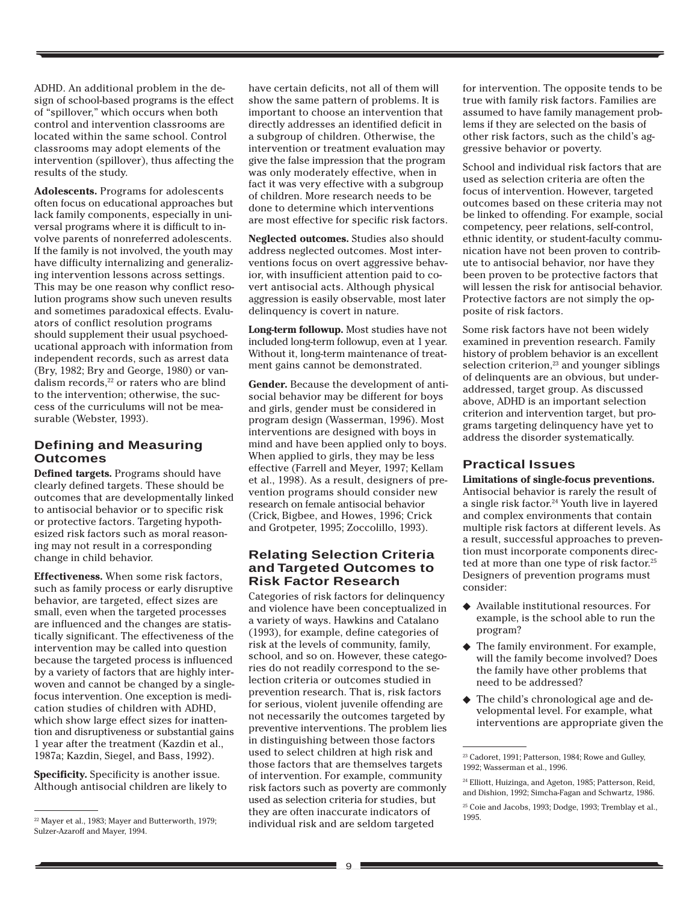ADHD. An additional problem in the design of school-based programs is the effect of "spillover," which occurs when both control and intervention classrooms are located within the same school. Control classrooms may adopt elements of the intervention (spillover), thus affecting the results of the study.

**Adolescents.** Programs for adolescents often focus on educational approaches but lack family components, especially in universal programs where it is difficult to involve parents of nonreferred adolescents. If the family is not involved, the youth may have difficulty internalizing and generalizing intervention lessons across settings. This may be one reason why conflict resolution programs show such uneven results and sometimes paradoxical effects. Evaluators of conflict resolution programs should supplement their usual psychoeducational approach with information from independent records, such as arrest data (Bry, 1982; Bry and George, 1980) or vandalism records,[22] or raters who are blind to the intervention; otherwise, the success of the curriculums will not be measurable (Webster, 1993).

## Defining and Measuring Outcomes

**Defined targets.** Programs should have clearly defined targets. These should be outcomes that are developmentally linked to antisocial behavior or to specific risk or protective factors. Targeting hypothesized risk factors such as moral reasoning may not result in a corresponding change in child behavior.

**Effectiveness.** When some risk factors, such as family process or early disruptive behavior, are targeted, effect sizes are small, even when the targeted processes are influenced and the changes are statistically significant. The effectiveness of the intervention may be called into question because the targeted process is influenced by a variety of factors that are highly interwoven and cannot be changed by a single-focus intervention. One exception is medication studies of children with ADHD, which show large effect sizes for inattention and disruptiveness or substantial gains 1 year after the treatment (Kazdin et al., 1987a; Kazdin, Siegel, and Bass, 1992).

**Specificity.** Specificity is another issue. Although antisocial children are likely to have certain deficits, not all of them will show the same pattern of problems. It is important to choose an intervention that directly addresses an identified deficit in a subgroup of children. Otherwise, the intervention or treatment evaluation may give the false impression that the program was only moderately effective, when in fact it was very effective with a subgroup of children. More research needs to be done to determine which interventions are most effective for specific risk factors.

**Neglected outcomes.** Studies also should address neglected outcomes. Most interventions focus on overt aggressive behavior, with insufficient attention paid to covert antisocial acts. Although physical aggression is easily observable, most later delinquency is covert in nature.

**Long-term followup.** Most studies have not included long-term followup, even at 1 year. Without it, long-term maintenance of treatment gains cannot be demonstrated.

**Gender.** Because the development of antisocial behavior may be different for boys and girls, gender must be considered in program design (Wasserman, 1996). Most interventions are designed with boys in mind and have been applied only to boys. When applied to girls, they may be less effective (Farrell and Meyer, 1997; Kellam et al., 1998). As a result, designers of prevention programs should consider new research on female antisocial behavior (Crick, Bigbee, and Howes, 1996; Crick and Grotpeter, 1995; Zoccolillo, 1993).

## Relating Selection Criteria and Targeted Outcomes to Risk Factor Research

Categories of risk factors for delinquency and violence have been conceptualized in a variety of ways. Hawkins and Catalano (1993), for example, define categories of risk at the levels of community, family, school, and so on. However, these categories do not readily correspond to the selection criteria or outcomes studied in prevention research. That is, risk factors for serious, violent juvenile offending are not necessarily the outcomes targeted by preventive interventions. The problem lies in distinguishing between those factors used to select children at high risk and those factors that are themselves targets of intervention. For example, community risk factors such as poverty are commonly used as selection criteria for studies, but they are often inaccurate indicators of individual risk and are seldom targeted for intervention. The opposite tends to be true with family risk factors. Families are assumed to have family management problems if they are selected on the basis of other risk factors, such as the child's aggressive behavior or poverty.

School and individual risk factors that are used as selection criteria are often the focus of intervention. However, targeted outcomes based on these criteria may not be linked to offending. For example, social competency, peer relations, self-control, ethnic identity, or student-faculty communication have not been proven to contribute to antisocial behavior, nor have they been proven to be protective factors that will lessen the risk for antisocial behavior. Protective factors are not simply the opposite of risk factors.

Some risk factors have not been widely examined in prevention research. Family history of problem behavior is an excellent selection criterion,[23] and younger siblings of delinquents are an obvious, but underaddressed, target group. As discussed above, ADHD is an important selection criterion and intervention target, but programs targeting delinquency have yet to address the disorder systematically.

## Practical Issues

**Limitations of single-focus preventions.** Antisocial behavior is rarely the result of a single risk factor.[24] Youth live in layered and complex environments that contain multiple risk factors at different levels. As a result, successful approaches to prevention must incorporate components directed at more than one type of risk factor.[25] Designers of prevention programs must consider:

- Available institutional resources. For example, is the school able to run the program?
- The family environment. For example, will the family become involved? Does the family have other problems that need to be addressed?
- The child's chronological age and developmental level. For example, what interventions are appropriate given the

---

[22] Mayer et al., 1983; Mayer and Butterworth, 1979; Sulzer-Azaroff and Mayer, 1994.

[23] Cadoret, 1991; Patterson, 1984; Rowe and Gulley, 1992; Wasserman et al., 1996.

[24] Elliott, Huizinga, and Ageton, 1985; Patterson, Reid, and Dishion, 1992; Simcha-Fagan and Schwartz, 1986.

[25] Coie and Jacobs, 1993; Dodge, 1993; Tremblay et al., 1995.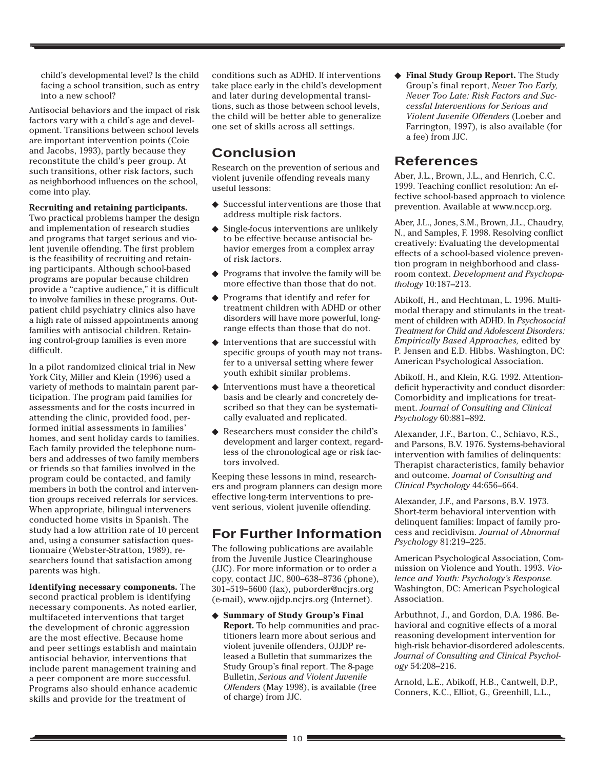child's developmental level? Is the child facing a school transition, such as entry into a new school?

Antisocial behaviors and the impact of risk factors vary with a child's age and development. Transitions between school levels are important intervention points (Coie and Jacobs, 1993), partly because they reconstitute the child's peer group. At such transitions, other risk factors, such as neighborhood influences on the school, come into play.

**Recruiting and retaining participants.** Two practical problems hamper the design and implementation of research studies and programs that target serious and violent juvenile offending. The first problem is the feasibility of recruiting and retaining participants. Although school-based programs are popular because children provide a "captive audience," it is difficult to involve families in these programs. Outpatient child psychiatry clinics also have a high rate of missed appointments among families with antisocial children. Retaining control-group families is even more difficult.

In a pilot randomized clinical trial in New York City, Miller and Klein (1996) used a variety of methods to maintain parent participation. The program paid families for assessments and for the costs incurred in attending the clinic, provided food, performed initial assessments in families' homes, and sent holiday cards to families. Each family provided the telephone numbers and addresses of two family members or friends so that families involved in the program could be contacted, and family members in both the control and intervention groups received referrals for services. When appropriate, bilingual interveners conducted home visits in Spanish. The study had a low attrition rate of 10 percent and, using a consumer satisfaction questionnaire (Webster-Stratton, 1989), researchers found that satisfaction among parents was high.

**Identifying necessary components.** The second practical problem is identifying necessary components. As noted earlier, multifaceted interventions that target the development of chronic aggression are the most effective. Because home and peer settings establish and maintain antisocial behavior, interventions that include parent management training and a peer component are more successful. Programs also should enhance academic skills and provide for the treatment of conditions such as ADHD. If interventions take place early in the child's development and later during developmental transitions, such as those between school levels, the child will be better able to generalize one set of skills across all settings.

## Conclusion

Research on the prevention of serious and violent juvenile offending reveals many useful lessons:

- Successful interventions are those that address multiple risk factors.
- Single-focus interventions are unlikely to be effective because antisocial behavior emerges from a complex array of risk factors.
- Programs that involve the family will be more effective than those that do not.
- Programs that identify and refer for treatment children with ADHD or other disorders will have more powerful, long-range effects than those that do not.
- Interventions that are successful with specific groups of youth may not transfer to a universal setting where fewer youth exhibit similar problems.
- Interventions must have a theoretical basis and be clearly and concretely described so that they can be systematically evaluated and replicated.
- Researchers must consider the child's development and larger context, regardless of the chronological age or risk factors involved.

Keeping these lessons in mind, researchers and program planners can design more effective long-term interventions to prevent serious, violent juvenile offending.

## For Further Information

The following publications are available from the Juvenile Justice Clearinghouse (JJC). For more information or to order a copy, contact JJC, 800–638–8736 (phone), 301–519–5600 (fax), puborder@ncjrs.org (e-mail), www.ojjdp.ncjrs.org (Internet).

- **Summary of Study Group's Final Report.** To help communities and practitioners learn more about serious and violent juvenile offenders, OJJDP released a Bulletin that summarizes the Study Group's final report. The 8-page Bulletin, *Serious and Violent Juvenile Offenders* (May 1998), is available (free of charge) from JJC.
- **Final Study Group Report.** The Study Group's final report, *Never Too Early, Never Too Late: Risk Factors and Successful Interventions for Serious and Violent Juvenile Offenders* (Loeber and Farrington, 1997), is also available (for a fee) from JJC.

## References

Aber, J.L., Brown, J.L., and Henrich, C.C. 1999. Teaching conflict resolution: An effective school-based approach to violence prevention. Available at www.nccp.org.

Aber, J.L., Jones, S.M., Brown, J.L., Chaudry, N., and Samples, F. 1998. Resolving conflict creatively: Evaluating the developmental effects of a school-based violence prevention program in neighborhood and classroom context. *Development and Psychopathology* 10:187–213.

Abikoff, H., and Hechtman, L. 1996. Multimodal therapy and stimulants in the treatment of children with ADHD. In *Psychosocial Treatment for Child and Adolescent Disorders: Empirically Based Approaches,* edited by P. Jensen and E.D. Hibbs. Washington, DC: American Psychological Association.

Abikoff, H., and Klein, R.G. 1992. Attention-deficit hyperactivity and conduct disorder: Comorbidity and implications for treatment. *Journal of Consulting and Clinical Psychology* 60:881–892.

Alexander, J.F., Barton, C., Schiavo, R.S., and Parsons, B.V. 1976. Systems-behavioral intervention with families of delinquents: Therapist characteristics, family behavior and outcome. *Journal of Consulting and Clinical Psychology* 44:656–664.

Alexander, J.F., and Parsons, B.V. 1973. Short-term behavioral intervention with delinquent families: Impact of family process and recidivism. *Journal of Abnormal Psychology* 81:219–225.

American Psychological Association, Commission on Violence and Youth. 1993. *Violence and Youth: Psychology's Response.* Washington, DC: American Psychological Association.

Arbuthnot, J., and Gordon, D.A. 1986. Behavioral and cognitive effects of a moral reasoning development intervention for high-risk behavior-disordered adolescents. *Journal of Consulting and Clinical Psychology* 54:208–216.

Arnold, L.E., Abikoff, H.B., Cantwell, D.P., Conners, K.C., Elliot, G., Greenhill, L.L.,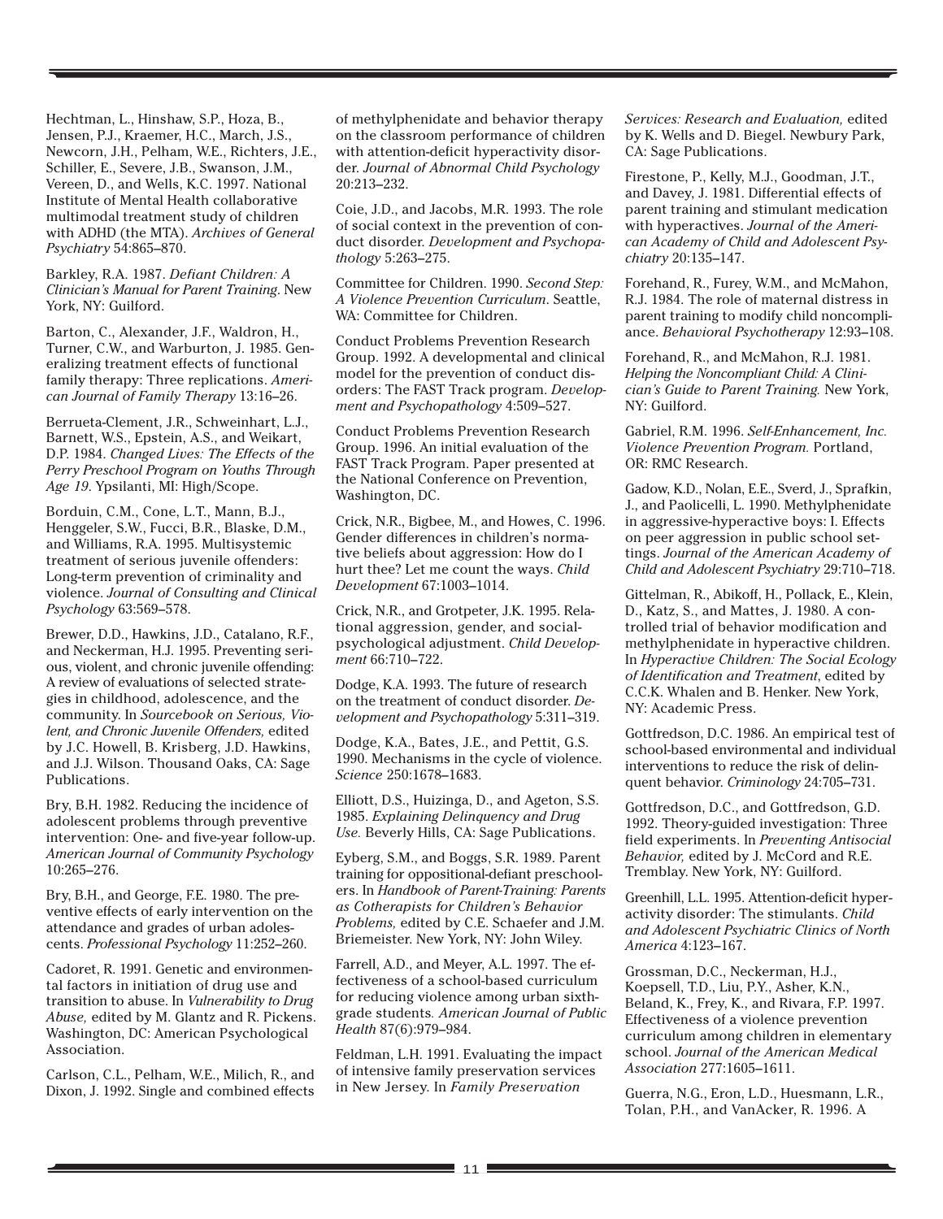Hechtman, L., Hinshaw, S.P., Hoza, B., Jensen, P.J., Kraemer, H.C., March, J.S., Newcorn, J.H., Pelham, W.E., Richters, J.E., Schiller, E., Severe, J.B., Swanson, J.M., Vereen, D., and Wells, K.C. 1997. National Institute of Mental Health collaborative multimodal treatment study of children with ADHD (the MTA). *Archives of General Psychiatry* 54:865–870.

Barkley, R.A. 1987. *Defiant Children: A Clinician's Manual for Parent Training*. New York, NY: Guilford.

Barton, C., Alexander, J.F., Waldron, H., Turner, C.W., and Warburton, J. 1985. Generalizing treatment effects of functional family therapy: Three replications. *American Journal of Family Therapy* 13:16–26.

Berrueta-Clement, J.R., Schweinhart, L.J., Barnett, W.S., Epstein, A.S., and Weikart, D.P. 1984. *Changed Lives: The Effects of the Perry Preschool Program on Youths Through Age 19*. Ypsilanti, MI: High/Scope.

Borduin, C.M., Cone, L.T., Mann, B.J., Henggeler, S.W., Fucci, B.R., Blaske, D.M., and Williams, R.A. 1995. Multisystemic treatment of serious juvenile offenders: Long-term prevention of criminality and violence. *Journal of Consulting and Clinical Psychology* 63:569–578.

Brewer, D.D., Hawkins, J.D., Catalano, R.F., and Neckerman, H.J. 1995. Preventing serious, violent, and chronic juvenile offending: A review of evaluations of selected strategies in childhood, adolescence, and the community. In *Sourcebook on Serious, Violent, and Chronic Juvenile Offenders,* edited by J.C. Howell, B. Krisberg, J.D. Hawkins, and J.J. Wilson. Thousand Oaks, CA: Sage Publications.

Bry, B.H. 1982. Reducing the incidence of adolescent problems through preventive intervention: One- and five-year follow-up. *American Journal of Community Psychology* 10:265–276.

Bry, B.H., and George, F.E. 1980. The preventive effects of early intervention on the attendance and grades of urban adolescents. *Professional Psychology* 11:252–260.

Cadoret, R. 1991. Genetic and environmental factors in initiation of drug use and transition to abuse. In *Vulnerability to Drug Abuse,* edited by M. Glantz and R. Pickens. Washington, DC: American Psychological Association.

Carlson, C.L., Pelham, W.E., Milich, R., and Dixon, J. 1992. Single and combined effects of methylphenidate and behavior therapy on the classroom performance of children with attention-deficit hyperactivity disorder. *Journal of Abnormal Child Psychology* 20:213–232.

Coie, J.D., and Jacobs, M.R. 1993. The role of social context in the prevention of conduct disorder. *Development and Psychopathology* 5:263–275.

Committee for Children. 1990. *Second Step: A Violence Prevention Curriculum*. Seattle, WA: Committee for Children.

Conduct Problems Prevention Research Group. 1992. A developmental and clinical model for the prevention of conduct disorders: The FAST Track program. *Development and Psychopathology* 4:509–527.

Conduct Problems Prevention Research Group. 1996. An initial evaluation of the FAST Track Program. Paper presented at the National Conference on Prevention, Washington, DC.

Crick, N.R., Bigbee, M., and Howes, C. 1996. Gender differences in children's normative beliefs about aggression: How do I hurt thee? Let me count the ways. *Child Development* 67:1003–1014.

Crick, N.R., and Grotpeter, J.K. 1995. Relational aggression, gender, and social-psychological adjustment. *Child Development* 66:710–722.

Dodge, K.A. 1993. The future of research on the treatment of conduct disorder. *Development and Psychopathology* 5:311–319.

Dodge, K.A., Bates, J.E., and Pettit, G.S. 1990. Mechanisms in the cycle of violence. *Science* 250:1678–1683.

Elliott, D.S., Huizinga, D., and Ageton, S.S. 1985. *Explaining Delinquency and Drug Use.* Beverly Hills, CA: Sage Publications.

Eyberg, S.M., and Boggs, S.R. 1989. Parent training for oppositional-defiant preschoolers. In *Handbook of Parent-Training: Parents as Cotherapists for Children's Behavior Problems,* edited by C.E. Schaefer and J.M. Briemeister. New York, NY: John Wiley.

Farrell, A.D., and Meyer, A.L. 1997. The effectiveness of a school-based curriculum for reducing violence among urban sixth-grade students*. American Journal of Public Health* 87(6):979–984.

Feldman, L.H. 1991. Evaluating the impact of intensive family preservation services in New Jersey. In *Family Preservation Services: Research and Evaluation,* edited by K. Wells and D. Biegel. Newbury Park, CA: Sage Publications.

Firestone, P., Kelly, M.J., Goodman, J.T., and Davey, J. 1981. Differential effects of parent training and stimulant medication with hyperactives. *Journal of the American Academy of Child and Adolescent Psychiatry* 20:135–147.

Forehand, R., Furey, W.M., and McMahon, R.J. 1984. The role of maternal distress in parent training to modify child noncompliance. *Behavioral Psychotherapy* 12:93–108.

Forehand, R., and McMahon, R.J. 1981. *Helping the Noncompliant Child: A Clinician's Guide to Parent Training.* New York, NY: Guilford.

Gabriel, R.M. 1996. *Self-Enhancement, Inc. Violence Prevention Program.* Portland, OR: RMC Research.

Gadow, K.D., Nolan, E.E., Sverd, J., Sprafkin, J., and Paolicelli, L. 1990. Methylphenidate in aggressive-hyperactive boys: I. Effects on peer aggression in public school settings. *Journal of the American Academy of Child and Adolescent Psychiatry* 29:710–718.

Gittelman, R., Abikoff, H., Pollack, E., Klein, D., Katz, S., and Mattes, J. 1980. A controlled trial of behavior modification and methylphenidate in hyperactive children. In *Hyperactive Children: The Social Ecology of Identification and Treatment*, edited by C.C.K. Whalen and B. Henker. New York, NY: Academic Press.

Gottfredson, D.C. 1986. An empirical test of school-based environmental and individual interventions to reduce the risk of delinquent behavior. *Criminology* 24:705–731.

Gottfredson, D.C., and Gottfredson, G.D. 1992. Theory-guided investigation: Three field experiments. In *Preventing Antisocial Behavior,* edited by J. McCord and R.E. Tremblay. New York, NY: Guilford.

Greenhill, L.L. 1995. Attention-deficit hyperactivity disorder: The stimulants. *Child and Adolescent Psychiatric Clinics of North America* 4:123–167.

Grossman, D.C., Neckerman, H.J., Koepsell, T.D., Liu, P.Y., Asher, K.N., Beland, K., Frey, K., and Rivara, F.P. 1997. Effectiveness of a violence prevention curriculum among children in elementary school. *Journal of the American Medical Association* 277:1605–1611.

Guerra, N.G., Eron, L.D., Huesmann, L.R., Tolan, P.H., and VanAcker, R. 1996. A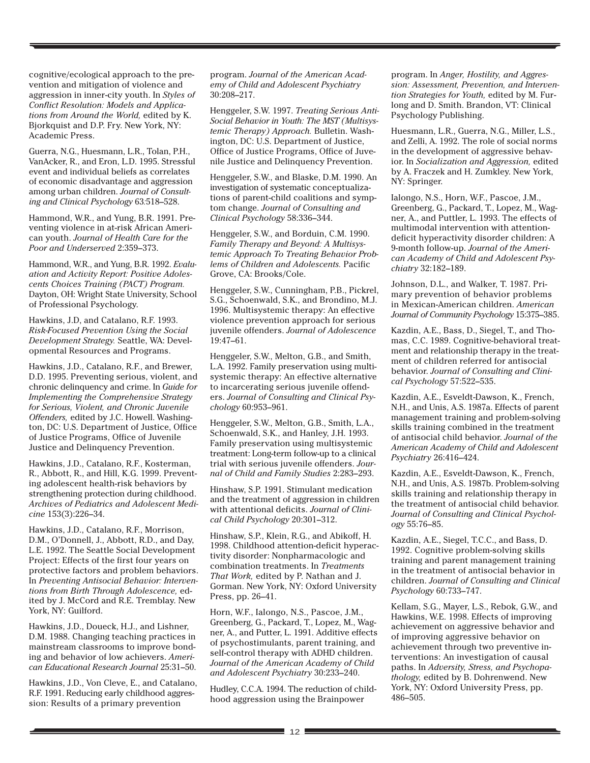cognitive/ecological approach to the prevention and mitigation of violence and aggression in inner-city youth. In *Styles of Conflict Resolution: Models and Applications from Around the World,* edited by K. Bjorkquist and D.P. Fry. New York, NY: Academic Press.

Guerra, N.G., Huesmann, L.R., Tolan, P.H., VanAcker, R., and Eron, L.D. 1995. Stressful event and individual beliefs as correlates of economic disadvantage and aggression among urban children. *Journal of Consulting and Clinical Psychology* 63:518–528.

Hammond, W.R., and Yung, B.R. 1991. Preventing violence in at-risk African American youth. *Journal of Health Care for the Poor and Underserved* 2:359–373.

Hammond, W.R., and Yung, B.R. 1992. *Evaluation and Activity Report: Positive Adolescents Choices Training (PACT) Program.* Dayton, OH: Wright State University, School of Professional Psychology.

Hawkins, J.D, and Catalano, R.F. 1993. *Risk-Focused Prevention Using the Social Development Strategy.* Seattle, WA: Developmental Resources and Programs.

Hawkins, J.D., Catalano, R.F., and Brewer, D.D. 1995. Preventing serious, violent, and chronic delinquency and crime. In *Guide for Implementing the Comprehensive Strategy for Serious, Violent, and Chronic Juvenile Offenders,* edited by J.C. Howell. Washington, DC: U.S. Department of Justice, Office of Justice Programs, Office of Juvenile Justice and Delinquency Prevention.

Hawkins, J.D., Catalano, R.F., Kosterman, R., Abbott, R., and Hill, K.G. 1999. Preventing adolescent health-risk behaviors by strengthening protection during childhood. *Archives of Pediatrics and Adolescent Medicine* 153(3):226–34.

Hawkins, J.D., Catalano, R.F., Morrison, D.M., O'Donnell, J., Abbott, R.D., and Day, L.E. 1992. The Seattle Social Development Project: Effects of the first four years on protective factors and problem behaviors. In *Preventing Antisocial Behavior: Interventions from Birth Through Adolescence,* edited by J. McCord and R.E. Tremblay. New York, NY: Guilford.

Hawkins, J.D., Doueck, H.J., and Lishner, D.M. 1988. Changing teaching practices in mainstream classrooms to improve bonding and behavior of low achievers. *American Educational Research Journal* 25:31–50.

Hawkins, J.D., Von Cleve, E., and Catalano, R.F. 1991. Reducing early childhood aggression: Results of a primary prevention program. *Journal of the American Academy of Child and Adolescent Psychiatry* 30:208–217.

Henggeler, S.W. 1997. *Treating Serious Anti-Social Behavior in Youth: The MST (Multisystemic Therapy) Approach.* Bulletin. Washington, DC: U.S. Department of Justice, Office of Justice Programs, Office of Juvenile Justice and Delinquency Prevention.

Henggeler, S.W., and Blaske, D.M. 1990. An investigation of systematic conceptualizations of parent-child coalitions and symptom change. *Journal of Consulting and Clinical Psychology* 58:336–344.

Henggeler, S.W., and Borduin, C.M. 1990. *Family Therapy and Beyond: A Multisystemic Approach To Treating Behavior Problems of Children and Adolescents.* Pacific Grove, CA: Brooks/Cole.

Henggeler, S.W., Cunningham, P.B., Pickrel, S.G., Schoenwald, S.K., and Brondino, M.J. 1996. Multisystemic therapy: An effective violence prevention approach for serious juvenile offenders. *Journal of Adolescence* 19:47–61.

Henggeler, S.W., Melton, G.B., and Smith, L.A. 1992. Family preservation using multisystemic therapy: An effective alternative to incarcerating serious juvenile offenders. *Journal of Consulting and Clinical Psychology* 60:953–961.

Henggeler, S.W., Melton, G.B., Smith, L.A., Schoenwald, S.K., and Hanley, J.H. 1993. Family preservation using multisystemic treatment: Long-term follow-up to a clinical trial with serious juvenile offenders. *Journal of Child and Family Studies* 2:283–293.

Hinshaw, S.P. 1991. Stimulant medication and the treatment of aggression in children with attentional deficits. *Journal of Clinical Child Psychology* 20:301–312.

Hinshaw, S.P., Klein, R.G., and Abikoff, H. 1998. Childhood attention-deficit hyperactivity disorder: Nonpharmacologic and combination treatments. In *Treatments That Work,* edited by P. Nathan and J. Gorman. New York, NY: Oxford University Press, pp. 26–41.

Horn, W.F., Ialongo, N.S., Pascoe, J.M., Greenberg, G., Packard, T., Lopez, M., Wagner, A., and Putter, L. 1991. Additive effects of psychostimulants, parent training, and self-control therapy with ADHD children. *Journal of the American Academy of Child and Adolescent Psychiatry* 30:233–240.

Hudley, C.C.A. 1994. The reduction of childhood aggression using the Brainpower program. In *Anger, Hostility, and Aggression: Assessment, Prevention, and Intervention Strategies for Youth,* edited by M. Furlong and D. Smith. Brandon, VT: Clinical Psychology Publishing.

Huesmann, L.R., Guerra, N.G., Miller, L.S., and Zelli, A. 1992. The role of social norms in the development of aggressive behavior. In *Socialization and Aggression,* edited by A. Fraczek and H. Zumkley. New York, NY: Springer.

Ialongo, N.S., Horn, W.F., Pascoe, J.M., Greenberg, G., Packard, T., Lopez, M., Wagner, A., and Puttler, L. 1993. The effects of multimodal intervention with attention-deficit hyperactivity disorder children: A 9-month follow-up. *Journal of the American Academy of Child and Adolescent Psychiatry* 32:182–189.

Johnson, D.L., and Walker, T. 1987. Primary prevention of behavior problems in Mexican-American children. *American Journal of Community Psychology* 15:375–385.

Kazdin, A.E., Bass, D., Siegel, T., and Thomas, C.C. 1989. Cognitive-behavioral treatment and relationship therapy in the treatment of children referred for antisocial behavior. *Journal of Consulting and Clinical Psychology* 57:522–535.

Kazdin, A.E., Esveldt-Dawson, K., French, N.H., and Unis, A.S. 1987a. Effects of parent management training and problem-solving skills training combined in the treatment of antisocial child behavior. *Journal of the American Academy of Child and Adolescent Psychiatry* 26:416–424.

Kazdin, A.E., Esveldt-Dawson, K., French, N.H., and Unis, A.S. 1987b. Problem-solving skills training and relationship therapy in the treatment of antisocial child behavior. *Journal of Consulting and Clinical Psychology* 55:76–85.

Kazdin, A.E., Siegel, T.C.C., and Bass, D. 1992. Cognitive problem-solving skills training and parent management training in the treatment of antisocial behavior in children. *Journal of Consulting and Clinical Psychology* 60:733–747.

Kellam, S.G., Mayer, L.S., Rebok, G.W., and Hawkins, W.E. 1998. Effects of improving achievement on aggressive behavior and of improving aggressive behavior on achievement through two preventive interventions: An investigation of causal paths. In *Adversity, Stress, and Psychopathology,* edited by B. Dohrenwend. New York, NY: Oxford University Press, pp. 486–505.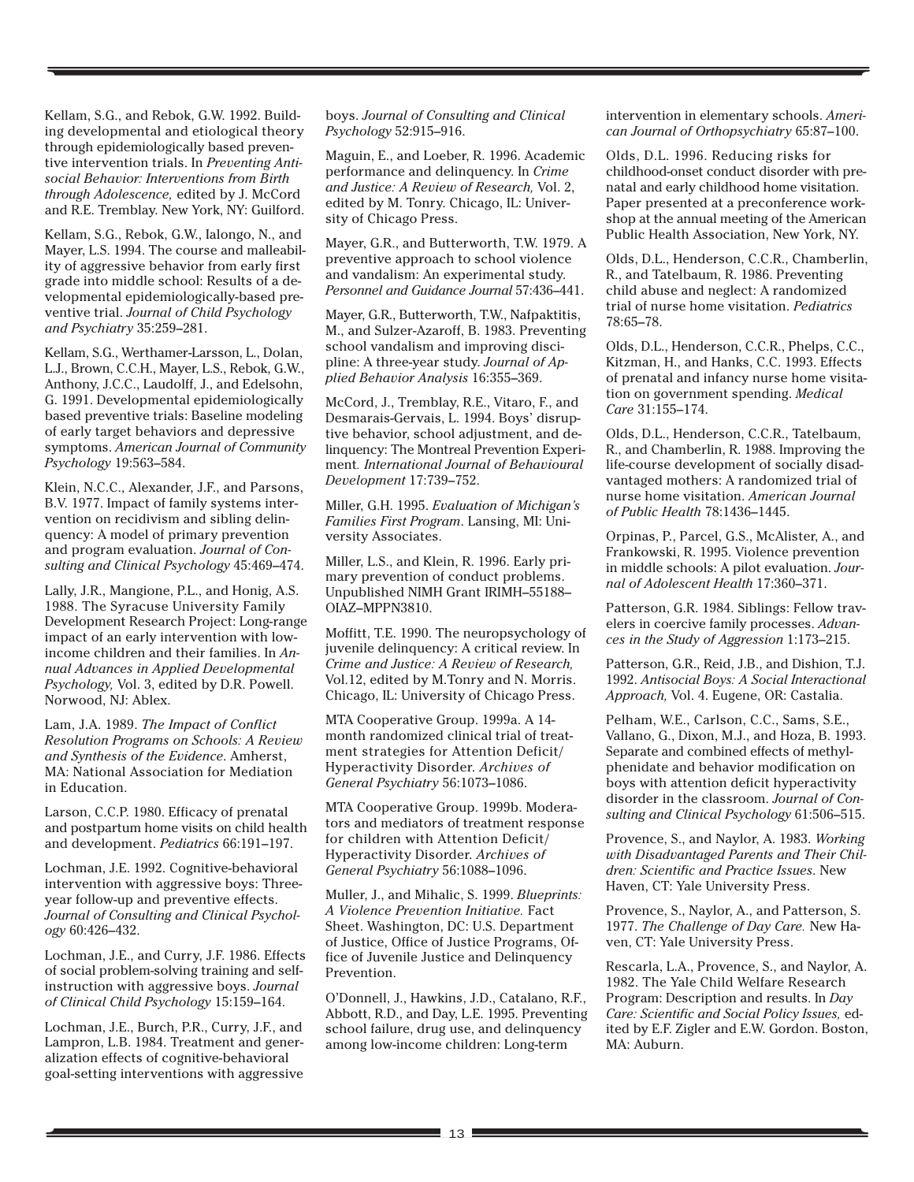Kellam, S.G., and Rebok, G.W. 1992. Building developmental and etiological theory through epidemiologically based preventive intervention trials. In *Preventing Antisocial Behavior: Interventions from Birth through Adolescence,* edited by J. McCord and R.E. Tremblay. New York, NY: Guilford.

Kellam, S.G., Rebok, G.W., Ialongo, N., and Mayer, L.S. 1994. The course and malleability of aggressive behavior from early first grade into middle school: Results of a developmental epidemiologically-based preventive trial. *Journal of Child Psychology and Psychiatry* 35:259–281.

Kellam, S.G., Werthamer-Larsson, L., Dolan, L.J., Brown, C.C.H., Mayer, L.S., Rebok, G.W., Anthony, J.C.C., Laudolff, J., and Edelsohn, G. 1991. Developmental epidemiologically based preventive trials: Baseline modeling of early target behaviors and depressive symptoms. *American Journal of Community Psychology* 19:563–584.

Klein, N.C.C., Alexander, J.F., and Parsons, B.V. 1977. Impact of family systems intervention on recidivism and sibling delinquency: A model of primary prevention and program evaluation. *Journal of Consulting and Clinical Psychology* 45:469–474.

Lally, J.R., Mangione, P.L., and Honig, A.S. 1988. The Syracuse University Family Development Research Project: Long-range impact of an early intervention with low-income children and their families. In *Annual Advances in Applied Developmental Psychology,* Vol. 3, edited by D.R. Powell. Norwood, NJ: Ablex.

Lam, J.A. 1989. *The Impact of Conflict Resolution Programs on Schools: A Review and Synthesis of the Evidence*. Amherst, MA: National Association for Mediation in Education.

Larson, C.C.P. 1980. Efficacy of prenatal and postpartum home visits on child health and development. *Pediatrics* 66:191–197.

Lochman, J.E. 1992. Cognitive-behavioral intervention with aggressive boys: Three-year follow-up and preventive effects. *Journal of Consulting and Clinical Psychology* 60:426–432.

Lochman, J.E., and Curry, J.F. 1986. Effects of social problem-solving training and self-instruction with aggressive boys. *Journal of Clinical Child Psychology* 15:159–164.

Lochman, J.E., Burch, P.R., Curry, J.F., and Lampron, L.B. 1984. Treatment and generalization effects of cognitive-behavioral goal-setting interventions with aggressive boys. *Journal of Consulting and Clinical Psychology* 52:915–916.

Maguin, E., and Loeber, R. 1996. Academic performance and delinquency. In *Crime and Justice: A Review of Research,* Vol. 2, edited by M. Tonry. Chicago, IL: University of Chicago Press.

Mayer, G.R., and Butterworth, T.W. 1979. A preventive approach to school violence and vandalism: An experimental study. *Personnel and Guidance Journal* 57:436–441.

Mayer, G.R., Butterworth, T.W., Nafpaktitis, M., and Sulzer-Azaroff, B. 1983. Preventing school vandalism and improving discipline: A three-year study. *Journal of Applied Behavior Analysis* 16:355–369.

McCord, J., Tremblay, R.E., Vitaro, F., and Desmarais-Gervais, L. 1994. Boys' disruptive behavior, school adjustment, and delinquency: The Montreal Prevention Experiment. *International Journal of Behavioural Development* 17:739–752.

Miller, G.H. 1995. *Evaluation of Michigan's Families First Program*. Lansing, MI: University Associates.

Miller, L.S., and Klein, R. 1996. Early primary prevention of conduct problems. Unpublished NIMH Grant IRIMH–55188–OIAZ–MPPN3810.

Moffitt, T.E. 1990. The neuropsychology of juvenile delinquency: A critical review. In *Crime and Justice: A Review of Research,* Vol.12, edited by M.Tonry and N. Morris. Chicago, IL: University of Chicago Press.

MTA Cooperative Group. 1999a. A 14-month randomized clinical trial of treatment strategies for Attention Deficit/Hyperactivity Disorder. *Archives of General Psychiatry* 56:1073–1086.

MTA Cooperative Group. 1999b. Moderators and mediators of treatment response for children with Attention Deficit/Hyperactivity Disorder. *Archives of General Psychiatry* 56:1088–1096.

Muller, J., and Mihalic, S. 1999. *Blueprints: A Violence Prevention Initiative.* Fact Sheet. Washington, DC: U.S. Department of Justice, Office of Justice Programs, Office of Juvenile Justice and Delinquency Prevention.

O'Donnell, J., Hawkins, J.D., Catalano, R.F., Abbott, R.D., and Day, L.E. 1995. Preventing school failure, drug use, and delinquency among low-income children: Long-term intervention in elementary schools. *American Journal of Orthopsychiatry* 65:87–100.

Olds, D.L. 1996. Reducing risks for childhood-onset conduct disorder with prenatal and early childhood home visitation. Paper presented at a preconference workshop at the annual meeting of the American Public Health Association, New York, NY.

Olds, D.L., Henderson, C.C.R., Chamberlin, R., and Tatelbaum, R. 1986. Preventing child abuse and neglect: A randomized trial of nurse home visitation. *Pediatrics* 78:65–78.

Olds, D.L., Henderson, C.C.R., Phelps, C.C., Kitzman, H., and Hanks, C.C. 1993. Effects of prenatal and infancy nurse home visitation on government spending. *Medical Care* 31:155–174.

Olds, D.L., Henderson, C.C.R., Tatelbaum, R., and Chamberlin, R. 1988. Improving the life-course development of socially disadvantaged mothers: A randomized trial of nurse home visitation. *American Journal of Public Health* 78:1436–1445.

Orpinas, P., Parcel, G.S., McAlister, A., and Frankowski, R. 1995. Violence prevention in middle schools: A pilot evaluation. *Journal of Adolescent Health* 17:360–371.

Patterson, G.R. 1984. Siblings: Fellow travelers in coercive family processes. *Advances in the Study of Aggression* 1:173–215.

Patterson, G.R., Reid, J.B., and Dishion, T.J. 1992. *Antisocial Boys: A Social Interactional Approach,* Vol. 4. Eugene, OR: Castalia.

Pelham, W.E., Carlson, C.C., Sams, S.E., Vallano, G., Dixon, M.J., and Hoza, B. 1993. Separate and combined effects of methylphenidate and behavior modification on boys with attention deficit hyperactivity disorder in the classroom. *Journal of Consulting and Clinical Psychology* 61:506–515.

Provence, S., and Naylor, A. 1983. *Working with Disadvantaged Parents and Their Children: Scientific and Practice Issues*. New Haven, CT: Yale University Press.

Provence, S., Naylor, A., and Patterson, S. 1977. *The Challenge of Day Care.* New Haven, CT: Yale University Press.

Rescarla, L.A., Provence, S., and Naylor, A. 1982. The Yale Child Welfare Research Program: Description and results. In *Day Care: Scientific and Social Policy Issues,* edited by E.F. Zigler and E.W. Gordon. Boston, MA: Auburn.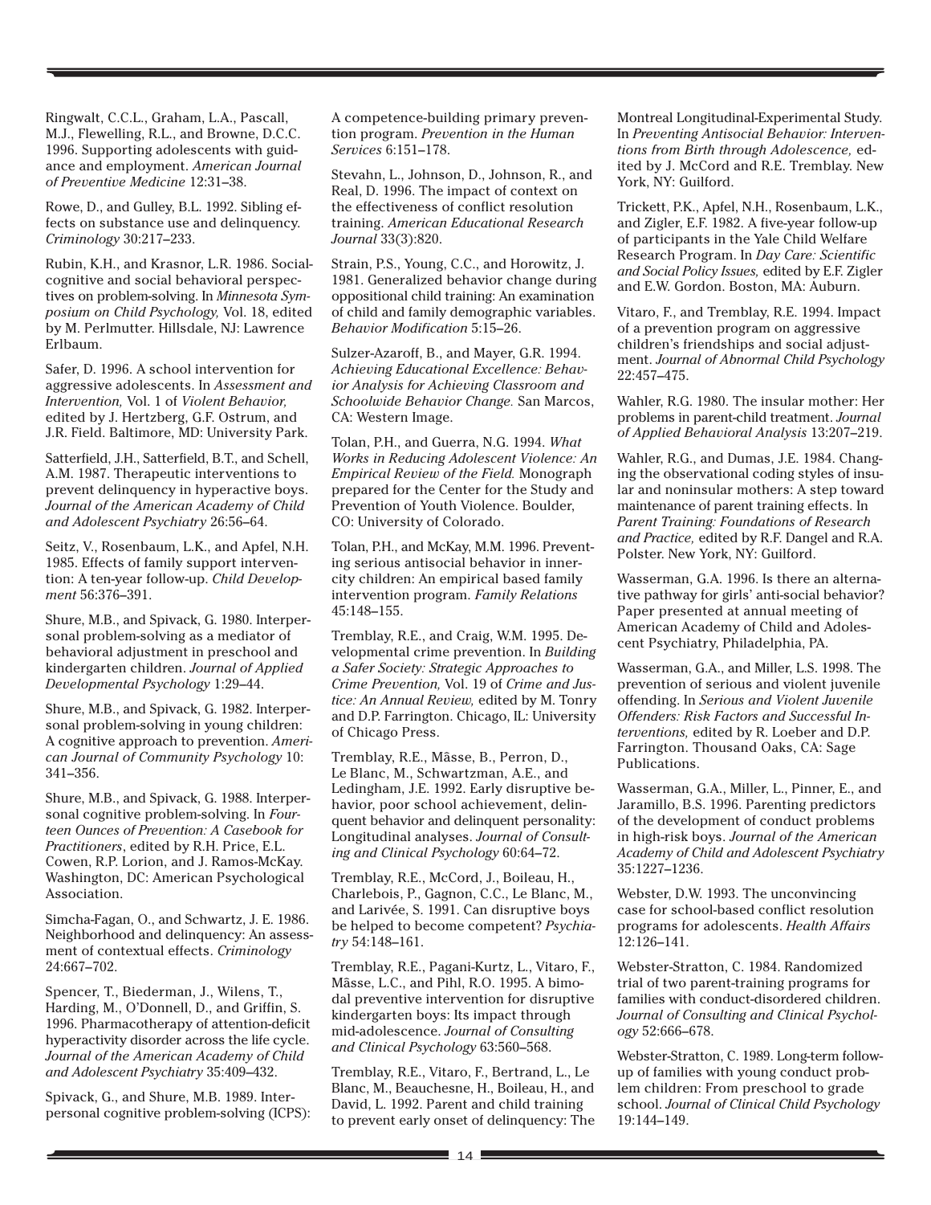Ringwalt, C.C.L., Graham, L.A., Pascall, M.J., Flewelling, R.L., and Browne, D.C.C. 1996. Supporting adolescents with guidance and employment. *American Journal of Preventive Medicine* 12:31–38.

Rowe, D., and Gulley, B.L. 1992. Sibling effects on substance use and delinquency. *Criminology* 30:217–233.

Rubin, K.H., and Krasnor, L.R. 1986. Social-cognitive and social behavioral perspectives on problem-solving. In *Minnesota Symposium on Child Psychology,* Vol. 18, edited by M. Perlmutter. Hillsdale, NJ: Lawrence Erlbaum.

Safer, D. 1996. A school intervention for aggressive adolescents. In *Assessment and Intervention,* Vol. 1 of *Violent Behavior,* edited by J. Hertzberg, G.F. Ostrum, and J.R. Field. Baltimore, MD: University Park.

Satterfield, J.H., Satterfield, B.T., and Schell, A.M. 1987. Therapeutic interventions to prevent delinquency in hyperactive boys. *Journal of the American Academy of Child and Adolescent Psychiatry* 26:56–64.

Seitz, V., Rosenbaum, L.K., and Apfel, N.H. 1985. Effects of family support intervention: A ten-year follow-up. *Child Development* 56:376–391.

Shure, M.B., and Spivack, G. 1980. Interpersonal problem-solving as a mediator of behavioral adjustment in preschool and kindergarten children. *Journal of Applied Developmental Psychology* 1:29–44.

Shure, M.B., and Spivack, G. 1982. Interpersonal problem-solving in young children: A cognitive approach to prevention. *American Journal of Community Psychology* 10: 341–356.

Shure, M.B., and Spivack, G. 1988. Interpersonal cognitive problem-solving. In *Fourteen Ounces of Prevention: A Casebook for Practitioners*, edited by R.H. Price, E.L. Cowen, R.P. Lorion, and J. Ramos-McKay. Washington, DC: American Psychological Association.

Simcha-Fagan, O., and Schwartz, J. E. 1986. Neighborhood and delinquency: An assessment of contextual effects. *Criminology* 24:667–702.

Spencer, T., Biederman, J., Wilens, T., Harding, M., O'Donnell, D., and Griffin, S. 1996. Pharmacotherapy of attention-deficit hyperactivity disorder across the life cycle. *Journal of the American Academy of Child and Adolescent Psychiatry* 35:409–432.

Spivack, G., and Shure, M.B. 1989. Interpersonal cognitive problem-solving (ICPS): A competence-building primary prevention program. *Prevention in the Human Services* 6:151–178.

Stevahn, L., Johnson, D., Johnson, R., and Real, D. 1996. The impact of context on the effectiveness of conflict resolution training. *American Educational Research Journal* 33(3):820.

Strain, P.S., Young, C.C., and Horowitz, J. 1981. Generalized behavior change during oppositional child training: An examination of child and family demographic variables. *Behavior Modification* 5:15–26.

Sulzer-Azaroff, B., and Mayer, G.R. 1994. *Achieving Educational Excellence: Behavior Analysis for Achieving Classroom and Schoolwide Behavior Change.* San Marcos, CA: Western Image.

Tolan, P.H., and Guerra, N.G. 1994. *What Works in Reducing Adolescent Violence: An Empirical Review of the Field.* Monograph prepared for the Center for the Study and Prevention of Youth Violence. Boulder, CO: University of Colorado.

Tolan, P.H., and McKay, M.M. 1996. Preventing serious antisocial behavior in inner-city children: An empirical based family intervention program. *Family Relations* 45:148–155.

Tremblay, R.E., and Craig, W.M. 1995. Developmental crime prevention. In *Building a Safer Society: Strategic Approaches to Crime Prevention,* Vol. 19 of *Crime and Justice: An Annual Review,* edited by M. Tonry and D.P. Farrington. Chicago, IL: University of Chicago Press.

Tremblay, R.E., Mâsse, B., Perron, D., Le Blanc, M., Schwartzman, A.E., and Ledingham, J.E. 1992. Early disruptive behavior, poor school achievement, delinquent behavior and delinquent personality: Longitudinal analyses. *Journal of Consulting and Clinical Psychology* 60:64–72.

Tremblay, R.E., McCord, J., Boileau, H., Charlebois, P., Gagnon, C.C., Le Blanc, M., and Larivée, S. 1991. Can disruptive boys be helped to become competent? *Psychiatry* 54:148–161.

Tremblay, R.E., Pagani-Kurtz, L., Vitaro, F., Mâsse, L.C., and Pihl, R.O. 1995. A bimodal preventive intervention for disruptive kindergarten boys: Its impact through mid-adolescence. *Journal of Consulting and Clinical Psychology* 63:560–568.

Tremblay, R.E., Vitaro, F., Bertrand, L., Le Blanc, M., Beauchesne, H., Boileau, H., and David, L. 1992. Parent and child training to prevent early onset of delinquency: The Montreal Longitudinal-Experimental Study. In *Preventing Antisocial Behavior: Interventions from Birth through Adolescence,* edited by J. McCord and R.E. Tremblay. New York, NY: Guilford.

Trickett, P.K., Apfel, N.H., Rosenbaum, L.K., and Zigler, E.F. 1982. A five-year follow-up of participants in the Yale Child Welfare Research Program. In *Day Care: Scientific and Social Policy Issues,* edited by E.F. Zigler and E.W. Gordon. Boston, MA: Auburn.

Vitaro, F., and Tremblay, R.E. 1994. Impact of a prevention program on aggressive children's friendships and social adjustment. *Journal of Abnormal Child Psychology* 22:457–475.

Wahler, R.G. 1980. The insular mother: Her problems in parent-child treatment. *Journal of Applied Behavioral Analysis* 13:207–219.

Wahler, R.G., and Dumas, J.E. 1984. Changing the observational coding styles of insular and noninsular mothers: A step toward maintenance of parent training effects. In *Parent Training: Foundations of Research and Practice,* edited by R.F. Dangel and R.A. Polster. New York, NY: Guilford.

Wasserman, G.A. 1996. Is there an alternative pathway for girls' anti-social behavior? Paper presented at annual meeting of American Academy of Child and Adolescent Psychiatry, Philadelphia, PA.

Wasserman, G.A., and Miller, L.S. 1998. The prevention of serious and violent juvenile offending. In *Serious and Violent Juvenile Offenders: Risk Factors and Successful Interventions,* edited by R. Loeber and D.P. Farrington. Thousand Oaks, CA: Sage Publications.

Wasserman, G.A., Miller, L., Pinner, E., and Jaramillo, B.S. 1996. Parenting predictors of the development of conduct problems in high-risk boys. *Journal of the American Academy of Child and Adolescent Psychiatry* 35:1227–1236.

Webster, D.W. 1993. The unconvincing case for school-based conflict resolution programs for adolescents. *Health Affairs* 12:126–141.

Webster-Stratton, C. 1984. Randomized trial of two parent-training programs for families with conduct-disordered children. *Journal of Consulting and Clinical Psychology* 52:666–678.

Webster-Stratton, C. 1989. Long-term follow-up of families with young conduct problem children: From preschool to grade school. *Journal of Clinical Child Psychology* 19:144–149.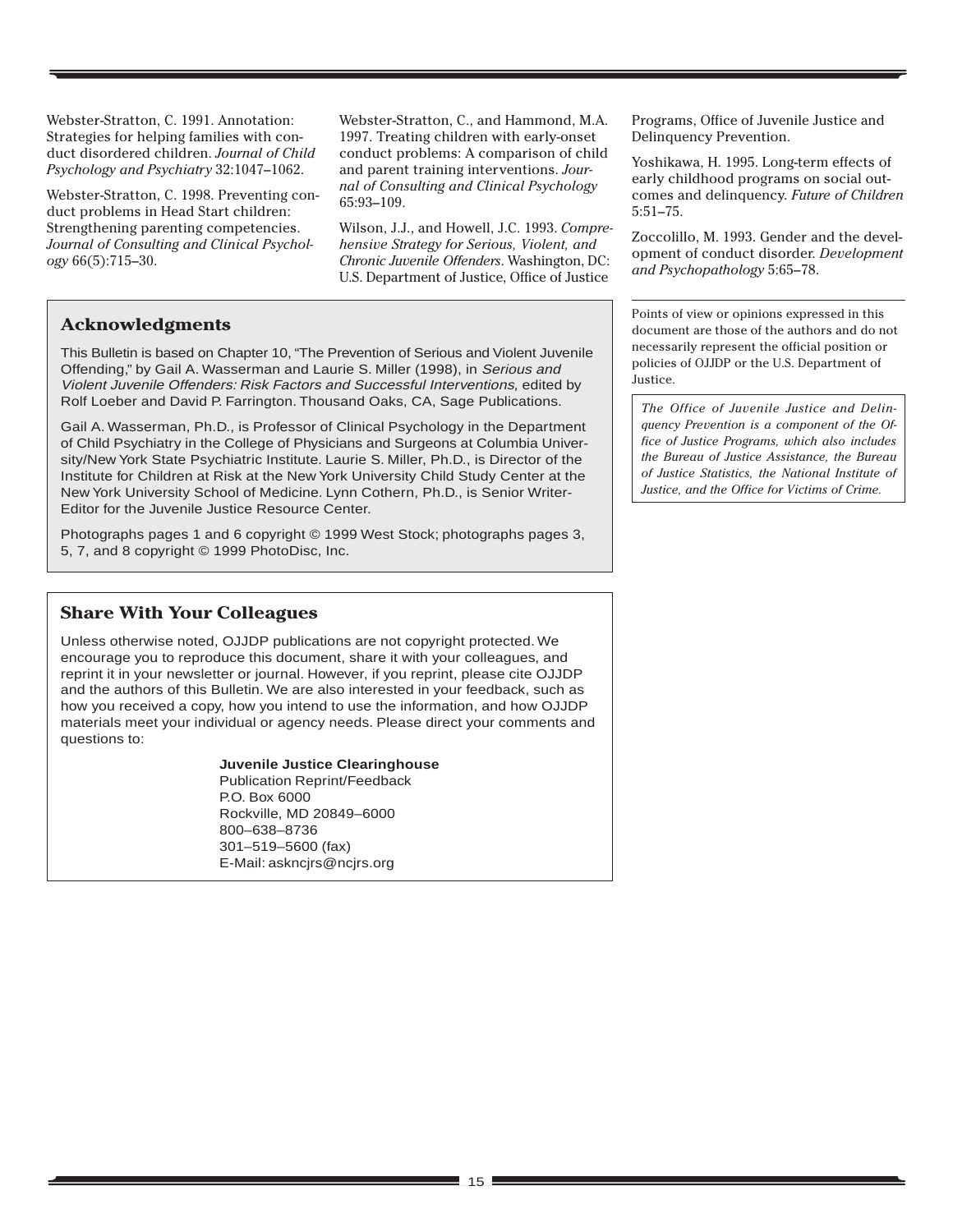Webster-Stratton, C. 1991. Annotation: Strategies for helping families with conduct disordered children. *Journal of Child Psychology and Psychiatry* 32:1047–1062.

Webster-Stratton, C. 1998. Preventing conduct problems in Head Start children: Strengthening parenting competencies. *Journal of Consulting and Clinical Psychology* 66(5):715–30.

Webster-Stratton, C., and Hammond, M.A. 1997. Treating children with early-onset conduct problems: A comparison of child and parent training interventions. *Journal of Consulting and Clinical Psychology* 65:93–109.

Wilson, J.J., and Howell, J.C. 1993. *Comprehensive Strategy for Serious, Violent, and Chronic Juvenile Offenders*. Washington, DC: U.S. Department of Justice, Office of Justice Programs, Office of Juvenile Justice and Delinquency Prevention.

Yoshikawa, H. 1995. Long-term effects of early childhood programs on social outcomes and delinquency. *Future of Children* 5:51–75.

Zoccolillo, M. 1993. Gender and the development of conduct disorder. *Development and Psychopathology* 5:65–78.

## Acknowledgments

This Bulletin is based on Chapter 10, "The Prevention of Serious and Violent Juvenile Offending," by Gail A. Wasserman and Laurie S. Miller (1998), in *Serious and Violent Juvenile Offenders: Risk Factors and Successful Interventions,* edited by Rolf Loeber and David P. Farrington. Thousand Oaks, CA, Sage Publications.

Gail A. Wasserman, Ph.D., is Professor of Clinical Psychology in the Department of Child Psychiatry in the College of Physicians and Surgeons at Columbia University/New York State Psychiatric Institute. Laurie S. Miller, Ph.D., is Director of the Institute for Children at Risk at the New York University Child Study Center at the New York University School of Medicine. Lynn Cothern, Ph.D., is Senior Writer-Editor for the Juvenile Justice Resource Center.

Photographs pages 1 and 6 copyright © 1999 West Stock; photographs pages 3, 5, 7, and 8 copyright © 1999 PhotoDisc, Inc.

## Share With Your Colleagues

Unless otherwise noted, OJJDP publications are not copyright protected. We encourage you to reproduce this document, share it with your colleagues, and reprint it in your newsletter or journal. However, if you reprint, please cite OJJDP and the authors of this Bulletin. We are also interested in your feedback, such as how you received a copy, how you intend to use the information, and how OJJDP materials meet your individual or agency needs. Please direct your comments and questions to:

**Juvenile Justice Clearinghouse**
Publication Reprint/Feedback
P.O. Box 6000
Rockville, MD 20849–6000
800–638–8736
301–519–5600 (fax)
E-Mail: askncjrs@ncjrs.org

Points of view or opinions expressed in this document are those of the authors and do not necessarily represent the official position or policies of OJJDP or the U.S. Department of Justice.

*The Office of Juvenile Justice and Delinquency Prevention is a component of the Office of Justice Programs, which also includes the Bureau of Justice Assistance, the Bureau of Justice Statistics, the National Institute of Justice, and the Office for Victims of Crime.*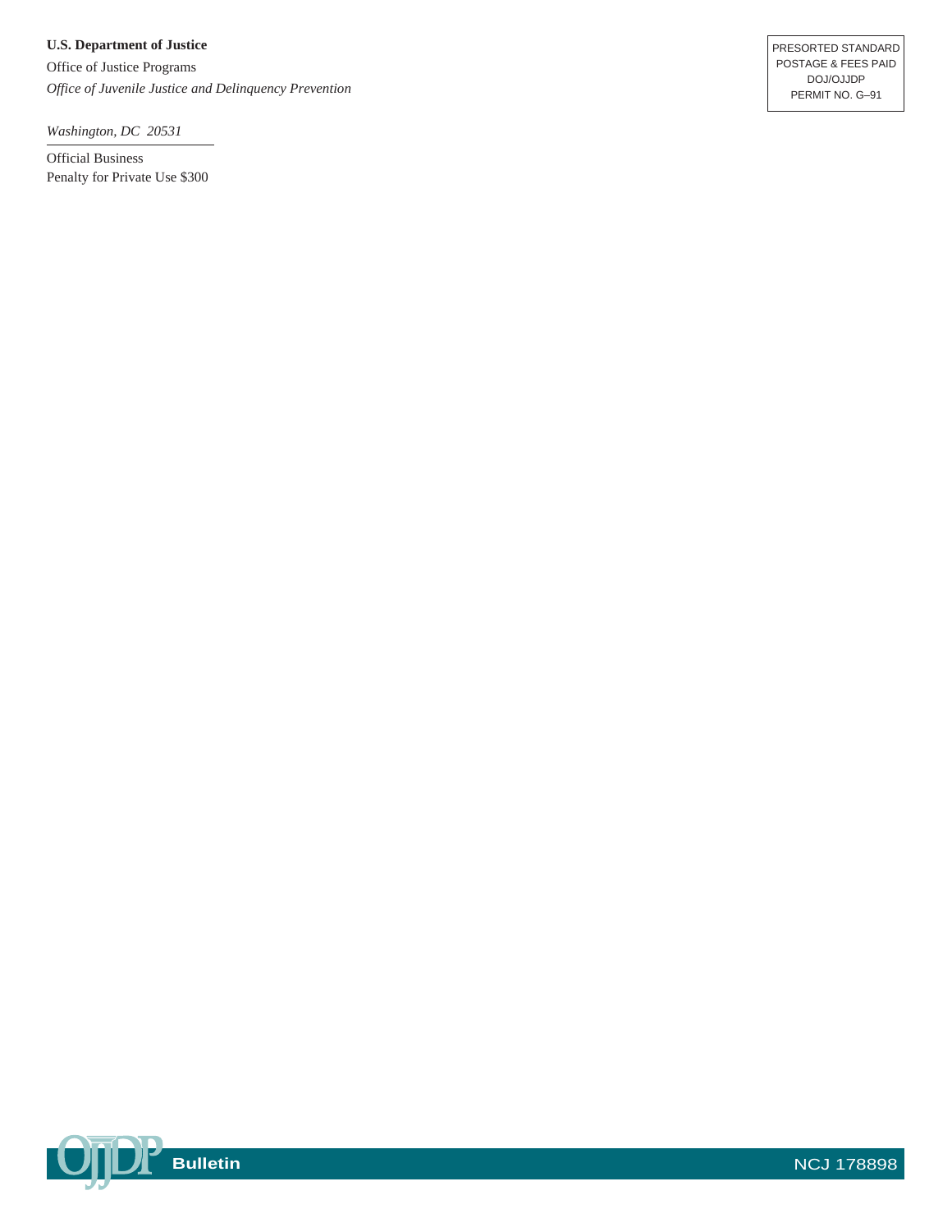**U.S. Department of Justice**

Office of Justice Programs

*Office of Juvenile Justice and Delinquency Prevention*

*Washington, DC 20531*

Official Business
Penalty for Private Use $300

PRESORTED STANDARD
POSTAGE & FEES PAID
DOJ/OJJDP
PERMIT NO. G–91

OJJDP **Bulletin**

NCJ 178898